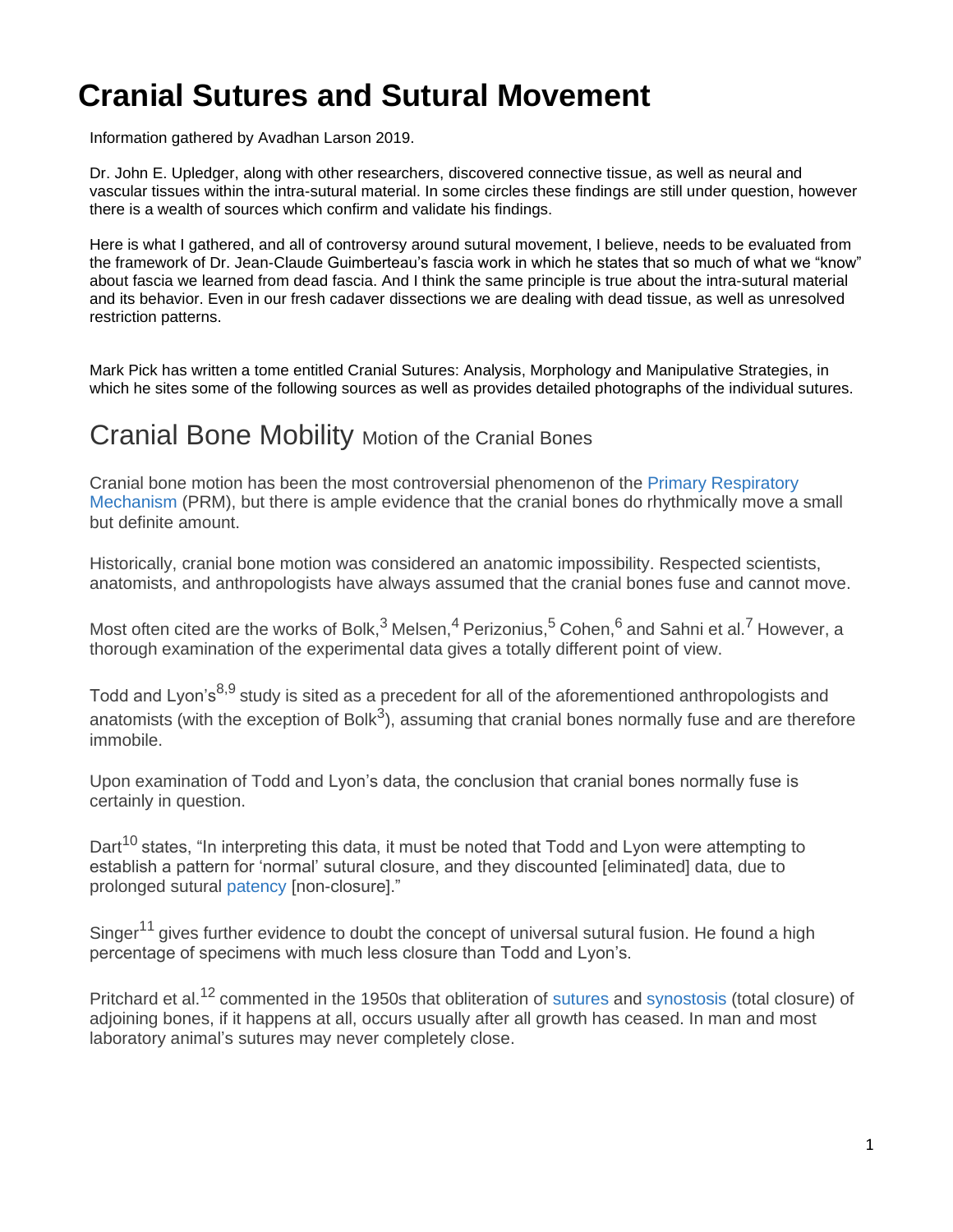# Cranial Sutures and Sutural Movement

Information gathered by Avadhan Larson 2019.

Dr. John E. Upledger, along with other researchers, discovered connective tissue, as well as neural and vascular tissues within the intra-sutural material. In some circles these findings are still under question, however there is a wealth of sources which confirm and validate his findings.

Here is what I gathered, and all of controversy around sutural movement, I believe, needs to be evaluated from the framework of Dr. Jean-Claude Guimberteau's fascia work in which he states that so much of what we "know" about fascia we learned from dead fascia. And I think the same principle is true about the intra-sutural material and its behavior. Even in our fresh cadaver dissections we are dealing with dead tissue, as well as unresolved restriction patterns.

Mark Pick has written a tome entitled Cranial Sutures: Analysis, Morphology and Manipulative Strategies, in which he sites some of the following sources as well as provides detailed photographs of the individual sutures.

## Cranial Bone Mobility Motion of the Cranial Bones

Cranial bone motion has been the most controversial phenomenon of the Primary Respiratory Mechanism (PRM), but there is ample evidence that the cranial bones do rhythmically move a small but definite amount.

Historically, cranial bone motion was considered an anatomic impossibility. Respected scientists, anatomists, and anthropologists have always assumed that the cranial bones fuse and cannot move.

Most often cited are the works of Bolk,[3] Melsen,[4] Perizonius,[5] Cohen,[6] and Sahni et al.[7] However, a thorough examination of the experimental data gives a totally different point of view.

Todd and Lyon's[8,9] study is sited as a precedent for all of the aforementioned anthropologists and anatomists (with the exception of Bolk[3]), assuming that cranial bones normally fuse and are therefore immobile.

Upon examination of Todd and Lyon's data, the conclusion that cranial bones normally fuse is certainly in question.

Dart[10] states, "In interpreting this data, it must be noted that Todd and Lyon were attempting to establish a pattern for 'normal' sutural closure, and they discounted [eliminated] data, due to prolonged sutural patency [non-closure]."

Singer[11] gives further evidence to doubt the concept of universal sutural fusion. He found a high percentage of specimens with much less closure than Todd and Lyon's.

Pritchard et al.[12] commented in the 1950s that obliteration of sutures and synostosis (total closure) of adjoining bones, if it happens at all, occurs usually after all growth has ceased. In man and most laboratory animal's sutures may never completely close.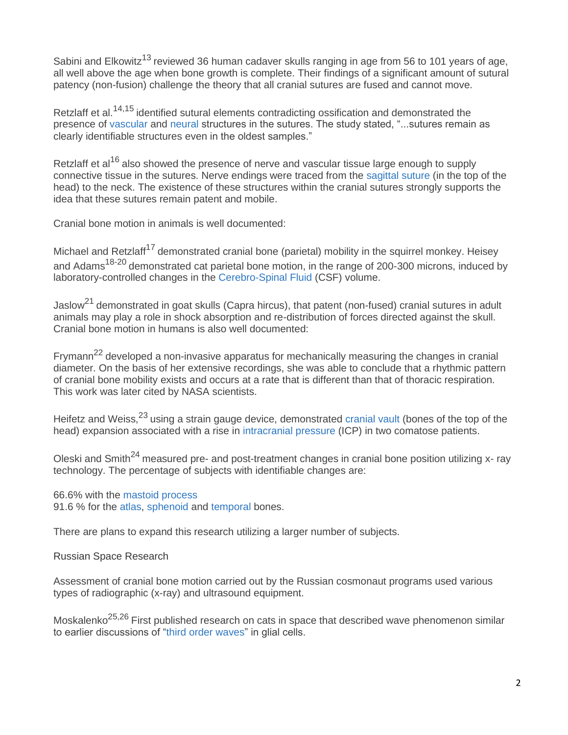Sabini and Elkowitz[13] reviewed 36 human cadaver skulls ranging in age from 56 to 101 years of age, all well above the age when bone growth is complete. Their findings of a significant amount of sutural patency (non-fusion) challenge the theory that all cranial sutures are fused and cannot move.

Retzlaff et al.[14,15] identified sutural elements contradicting ossification and demonstrated the presence of vascular and neural structures in the sutures. The study stated, "...sutures remain as clearly identifiable structures even in the oldest samples."

Retzlaff et al[16] also showed the presence of nerve and vascular tissue large enough to supply connective tissue in the sutures. Nerve endings were traced from the sagittal suture (in the top of the head) to the neck. The existence of these structures within the cranial sutures strongly supports the idea that these sutures remain patent and mobile.

Cranial bone motion in animals is well documented:

Michael and Retzlaff[17] demonstrated cranial bone (parietal) mobility in the squirrel monkey. Heisey and Adams[18-20] demonstrated cat parietal bone motion, in the range of 200-300 microns, induced by laboratory-controlled changes in the Cerebro-Spinal Fluid (CSF) volume.

Jaslow[21] demonstrated in goat skulls (Capra hircus), that patent (non-fused) cranial sutures in adult animals may play a role in shock absorption and re-distribution of forces directed against the skull. Cranial bone motion in humans is also well documented:

Frymann[22] developed a non-invasive apparatus for mechanically measuring the changes in cranial diameter. On the basis of her extensive recordings, she was able to conclude that a rhythmic pattern of cranial bone mobility exists and occurs at a rate that is different than that of thoracic respiration. This work was later cited by NASA scientists.

Heifetz and Weiss,[23] using a strain gauge device, demonstrated cranial vault (bones of the top of the head) expansion associated with a rise in intracranial pressure (ICP) in two comatose patients.

Oleski and Smith[24] measured pre- and post-treatment changes in cranial bone position utilizing x- ray technology. The percentage of subjects with identifiable changes are:

66.6% with the mastoid process
91.6 % for the atlas, sphenoid and temporal bones.

There are plans to expand this research utilizing a larger number of subjects.

Russian Space Research

Assessment of cranial bone motion carried out by the Russian cosmonaut programs used various types of radiographic (x-ray) and ultrasound equipment.

Moskalenko[25,26] First published research on cats in space that described wave phenomenon similar to earlier discussions of "third order waves" in glial cells.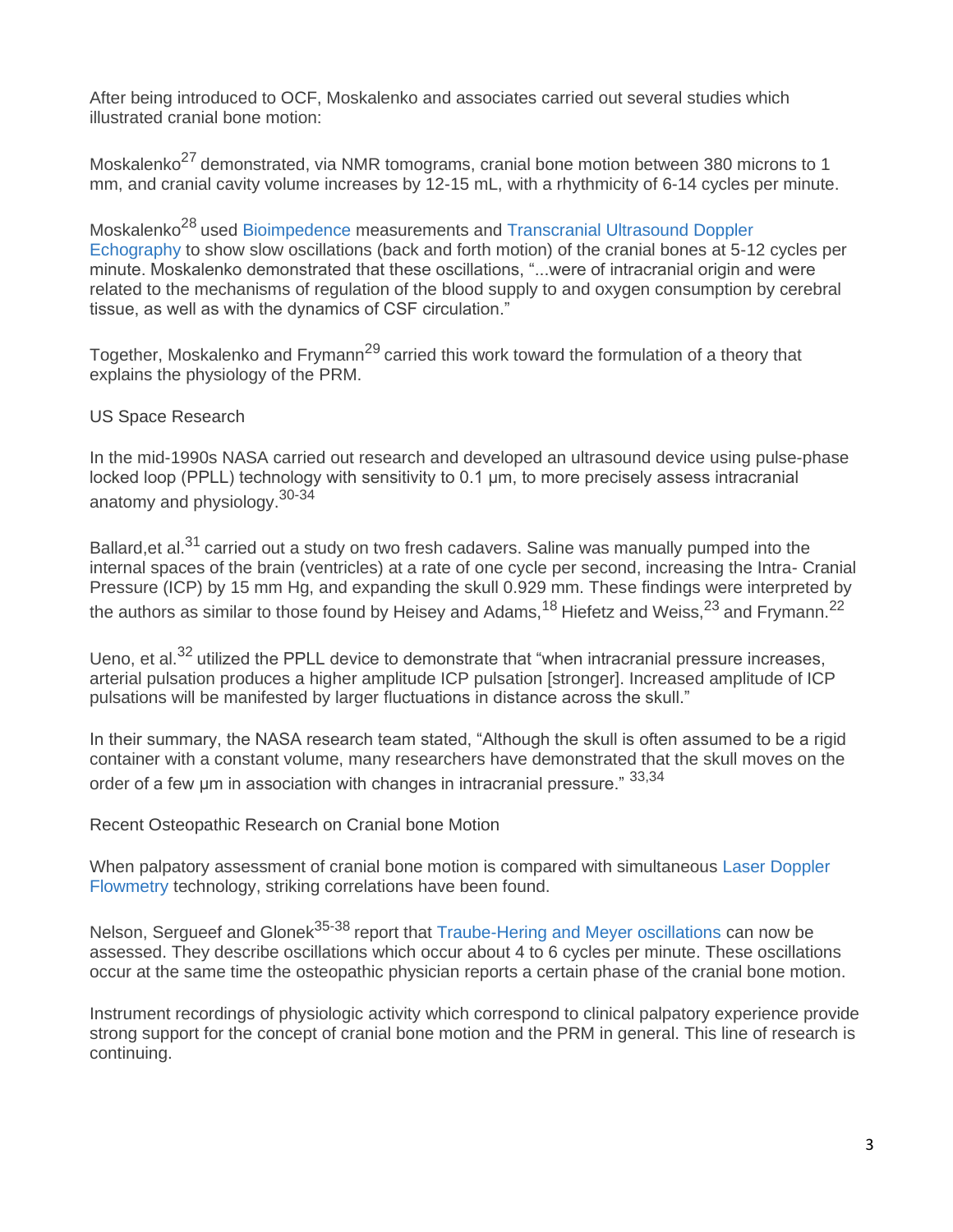After being introduced to OCF, Moskalenko and associates carried out several studies which illustrated cranial bone motion:

Moskalenko[27] demonstrated, via NMR tomograms, cranial bone motion between 380 microns to 1 mm, and cranial cavity volume increases by 12-15 mL, with a rhythmicity of 6-14 cycles per minute.

Moskalenko[28] used Bioimpedence measurements and Transcranial Ultrasound Doppler Echography to show slow oscillations (back and forth motion) of the cranial bones at 5-12 cycles per minute. Moskalenko demonstrated that these oscillations, "...were of intracranial origin and were related to the mechanisms of regulation of the blood supply to and oxygen consumption by cerebral tissue, as well as with the dynamics of CSF circulation."

Together, Moskalenko and Frymann[29] carried this work toward the formulation of a theory that explains the physiology of the PRM.

## US Space Research

In the mid-1990s NASA carried out research and developed an ultrasound device using pulse-phase locked loop (PPLL) technology with sensitivity to 0.1 μm, to more precisely assess intracranial anatomy and physiology.[30-34]

Ballard,et al.[31] carried out a study on two fresh cadavers. Saline was manually pumped into the internal spaces of the brain (ventricles) at a rate of one cycle per second, increasing the Intra- Cranial Pressure (ICP) by 15 mm Hg, and expanding the skull 0.929 mm. These findings were interpreted by the authors as similar to those found by Heisey and Adams,[18] Hiefetz and Weiss,[23] and Frymann.[22]

Ueno, et al.[32] utilized the PPLL device to demonstrate that "when intracranial pressure increases, arterial pulsation produces a higher amplitude ICP pulsation [stronger]. Increased amplitude of ICP pulsations will be manifested by larger fluctuations in distance across the skull."

In their summary, the NASA research team stated, "Although the skull is often assumed to be a rigid container with a constant volume, many researchers have demonstrated that the skull moves on the order of a few μm in association with changes in intracranial pressure." [33,34]

## Recent Osteopathic Research on Cranial bone Motion

When palpatory assessment of cranial bone motion is compared with simultaneous Laser Doppler Flowmetry technology, striking correlations have been found.

Nelson, Sergueef and Glonek[35-38] report that Traube-Hering and Meyer oscillations can now be assessed. They describe oscillations which occur about 4 to 6 cycles per minute. These oscillations occur at the same time the osteopathic physician reports a certain phase of the cranial bone motion.

Instrument recordings of physiologic activity which correspond to clinical palpatory experience provide strong support for the concept of cranial bone motion and the PRM in general. This line of research is continuing.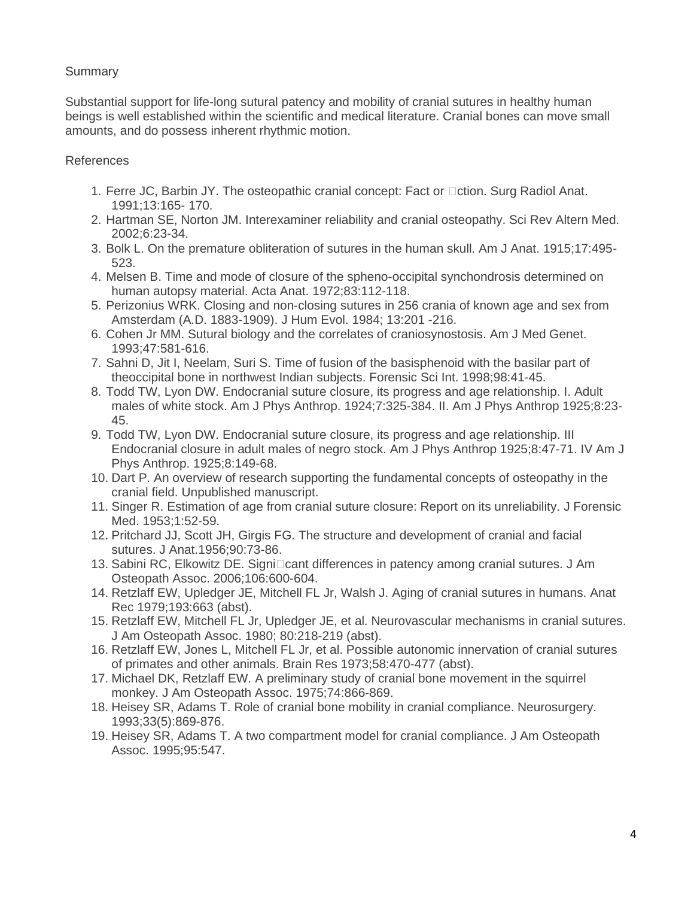Summary

Substantial support for life-long sutural patency and mobility of cranial sutures in healthy human beings is well established within the scientific and medical literature. Cranial bones can move small amounts, and do possess inherent rhythmic motion.

References

1. Ferre JC, Barbin JY. The osteopathic cranial concept: Fact or fiction. Surg Radiol Anat. 1991;13:165- 170.
2. Hartman SE, Norton JM. Interexaminer reliability and cranial osteopathy. Sci Rev Altern Med. 2002;6:23-34.
3. Bolk L. On the premature obliteration of sutures in the human skull. Am J Anat. 1915;17:495-523.
4. Melsen B. Time and mode of closure of the spheno-occipital synchondrosis determined on human autopsy material. Acta Anat. 1972;83:112-118.
5. Perizonius WRK. Closing and non-closing sutures in 256 crania of known age and sex from Amsterdam (A.D. 1883-1909). J Hum Evol. 1984; 13:201 -216.
6. Cohen Jr MM. Sutural biology and the correlates of craniosynostosis. Am J Med Genet. 1993;47:581-616.
7. Sahni D, Jit I, Neelam, Suri S. Time of fusion of the basisphenoid with the basilar part of theoccipital bone in northwest Indian subjects. Forensic Sci Int. 1998;98:41-45.
8. Todd TW, Lyon DW. Endocranial suture closure, its progress and age relationship. I. Adult males of white stock. Am J Phys Anthrop. 1924;7:325-384. II. Am J Phys Anthrop 1925;8:23-45.
9. Todd TW, Lyon DW. Endocranial suture closure, its progress and age relationship. III Endocranial closure in adult males of negro stock. Am J Phys Anthrop 1925;8:47-71. IV Am J Phys Anthrop. 1925;8:149-68.
10. Dart P. An overview of research supporting the fundamental concepts of osteopathy in the cranial field. Unpublished manuscript.
11. Singer R. Estimation of age from cranial suture closure: Report on its unreliability. J Forensic Med. 1953;1:52-59.
12. Pritchard JJ, Scott JH, Girgis FG. The structure and development of cranial and facial sutures. J Anat.1956;90:73-86.
13. Sabini RC, Elkowitz DE. Significant differences in patency among cranial sutures. J Am Osteopath Assoc. 2006;106:600-604.
14. Retzlaff EW, Upledger JE, Mitchell FL Jr, Walsh J. Aging of cranial sutures in humans. Anat Rec 1979;193:663 (abst).
15. Retzlaff EW, Mitchell FL Jr, Upledger JE, et al. Neurovascular mechanisms in cranial sutures. J Am Osteopath Assoc. 1980; 80:218-219 (abst).
16. Retzlaff EW, Jones L, Mitchell FL Jr, et al. Possible autonomic innervation of cranial sutures of primates and other animals. Brain Res 1973;58:470-477 (abst).
17. Michael DK, Retzlaff EW. A preliminary study of cranial bone movement in the squirrel monkey. J Am Osteopath Assoc. 1975;74:866-869.
18. Heisey SR, Adams T. Role of cranial bone mobility in cranial compliance. Neurosurgery. 1993;33(5):869-876.
19. Heisey SR, Adams T. A two compartment model for cranial compliance. J Am Osteopath Assoc. 1995;95:547.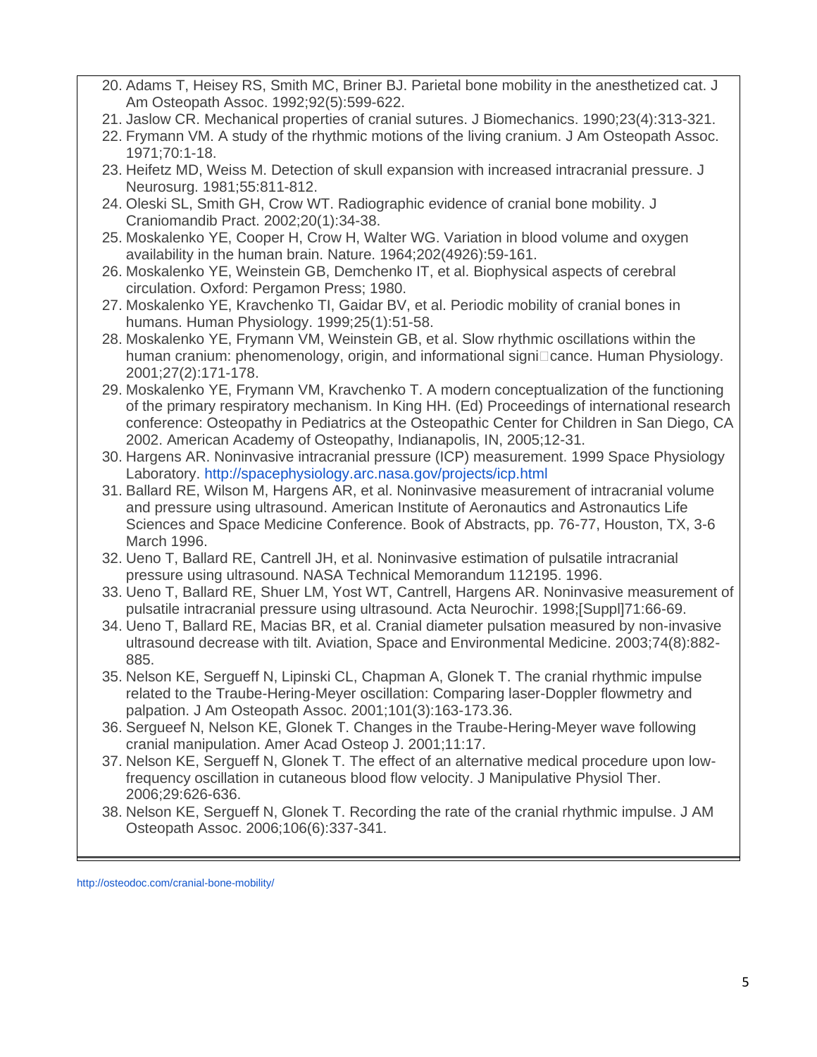20. Adams T, Heisey RS, Smith MC, Briner BJ. Parietal bone mobility in the anesthetized cat. J Am Osteopath Assoc. 1992;92(5):599-622.
21. Jaslow CR. Mechanical properties of cranial sutures. J Biomechanics. 1990;23(4):313-321.
22. Frymann VM. A study of the rhythmic motions of the living cranium. J Am Osteopath Assoc. 1971;70:1-18.
23. Heifetz MD, Weiss M. Detection of skull expansion with increased intracranial pressure. J Neurosurg. 1981;55:811-812.
24. Oleski SL, Smith GH, Crow WT. Radiographic evidence of cranial bone mobility. J Craniomandib Pract. 2002;20(1):34-38.
25. Moskalenko YE, Cooper H, Crow H, Walter WG. Variation in blood volume and oxygen availability in the human brain. Nature. 1964;202(4926):59-161.
26. Moskalenko YE, Weinstein GB, Demchenko IT, et al. Biophysical aspects of cerebral circulation. Oxford: Pergamon Press; 1980.
27. Moskalenko YE, Kravchenko TI, Gaidar BV, et al. Periodic mobility of cranial bones in humans. Human Physiology. 1999;25(1):51-58.
28. Moskalenko YE, Frymann VM, Weinstein GB, et al. Slow rhythmic oscillations within the human cranium: phenomenology, origin, and informational signi□cance. Human Physiology. 2001;27(2):171-178.
29. Moskalenko YE, Frymann VM, Kravchenko T. A modern conceptualization of the functioning of the primary respiratory mechanism. In King HH. (Ed) Proceedings of international research conference: Osteopathy in Pediatrics at the Osteopathic Center for Children in San Diego, CA 2002. American Academy of Osteopathy, Indianapolis, IN, 2005;12-31.
30. Hargens AR. Noninvasive intracranial pressure (ICP) measurement. 1999 Space Physiology Laboratory. http://spacephysiology.arc.nasa.gov/projects/icp.html
31. Ballard RE, Wilson M, Hargens AR, et al. Noninvasive measurement of intracranial volume and pressure using ultrasound. American Institute of Aeronautics and Astronautics Life Sciences and Space Medicine Conference. Book of Abstracts, pp. 76-77, Houston, TX, 3-6 March 1996.
32. Ueno T, Ballard RE, Cantrell JH, et al. Noninvasive estimation of pulsatile intracranial pressure using ultrasound. NASA Technical Memorandum 112195. 1996.
33. Ueno T, Ballard RE, Shuer LM, Yost WT, Cantrell, Hargens AR. Noninvasive measurement of pulsatile intracranial pressure using ultrasound. Acta Neurochir. 1998;[Suppl]71:66-69.
34. Ueno T, Ballard RE, Macias BR, et al. Cranial diameter pulsation measured by non-invasive ultrasound decrease with tilt. Aviation, Space and Environmental Medicine. 2003;74(8):882-885.
35. Nelson KE, Sergueff N, Lipinski CL, Chapman A, Glonek T. The cranial rhythmic impulse related to the Traube-Hering-Meyer oscillation: Comparing laser-Doppler flowmetry and palpation. J Am Osteopath Assoc. 2001;101(3):163-173.36.
36. Sergueef N, Nelson KE, Glonek T. Changes in the Traube-Hering-Meyer wave following cranial manipulation. Amer Acad Osteop J. 2001;11:17.
37. Nelson KE, Sergueff N, Glonek T. The effect of an alternative medical procedure upon low-frequency oscillation in cutaneous blood flow velocity. J Manipulative Physiol Ther. 2006;29:626-636.
38. Nelson KE, Sergueff N, Glonek T. Recording the rate of the cranial rhythmic impulse. J AM Osteopath Assoc. 2006;106(6):337-341.

http://osteodoc.com/cranial-bone-mobility/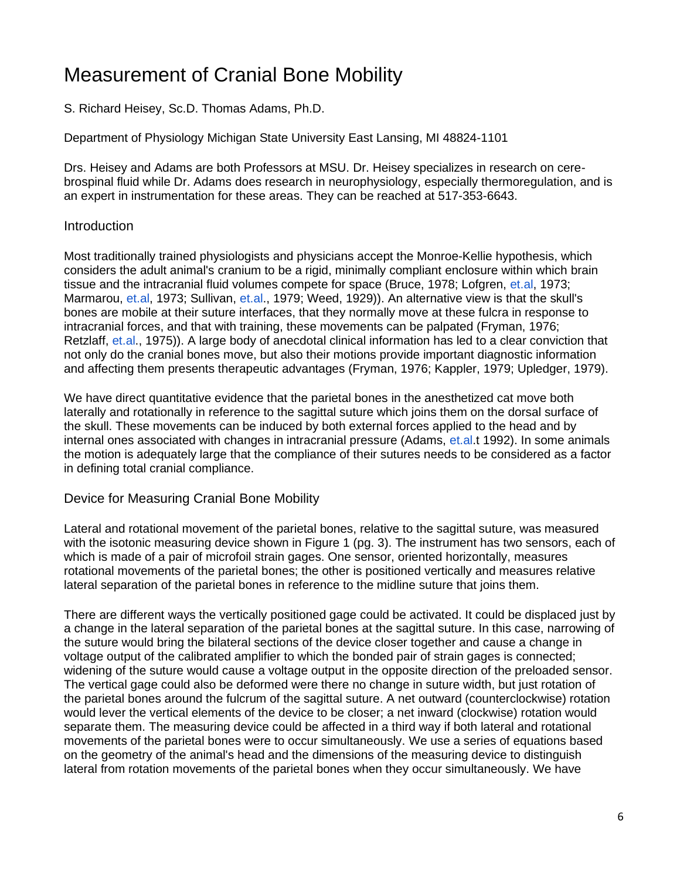# Measurement of Cranial Bone Mobility

S. Richard Heisey, Sc.D. Thomas Adams, Ph.D.

Department of Physiology Michigan State University East Lansing, MI 48824-1101

Drs. Heisey and Adams are both Professors at MSU. Dr. Heisey specializes in research on cerebrospinal fluid while Dr. Adams does research in neurophysiology, especially thermoregulation, and is an expert in instrumentation for these areas. They can be reached at 517-353-6643.

## Introduction

Most traditionally trained physiologists and physicians accept the Monroe-Kellie hypothesis, which considers the adult animal's cranium to be a rigid, minimally compliant enclosure within which brain tissue and the intracranial fluid volumes compete for space (Bruce, 1978; Lofgren, et.al, 1973; Marmarou, et.al, 1973; Sullivan, et.al., 1979; Weed, 1929)). An alternative view is that the skull's bones are mobile at their suture interfaces, that they normally move at these fulcra in response to intracranial forces, and that with training, these movements can be palpated (Fryman, 1976; Retzlaff, et.al., 1975)). A large body of anecdotal clinical information has led to a clear conviction that not only do the cranial bones move, but also their motions provide important diagnostic information and affecting them presents therapeutic advantages (Fryman, 1976; Kappler, 1979; Upledger, 1979).

We have direct quantitative evidence that the parietal bones in the anesthetized cat move both laterally and rotationally in reference to the sagittal suture which joins them on the dorsal surface of the skull. These movements can be induced by both external forces applied to the head and by internal ones associated with changes in intracranial pressure (Adams, et.al.t 1992). In some animals the motion is adequately large that the compliance of their sutures needs to be considered as a factor in defining total cranial compliance.

## Device for Measuring Cranial Bone Mobility

Lateral and rotational movement of the parietal bones, relative to the sagittal suture, was measured with the isotonic measuring device shown in Figure 1 (pg. 3). The instrument has two sensors, each of which is made of a pair of microfoil strain gages. One sensor, oriented horizontally, measures rotational movements of the parietal bones; the other is positioned vertically and measures relative lateral separation of the parietal bones in reference to the midline suture that joins them.

There are different ways the vertically positioned gage could be activated. It could be displaced just by a change in the lateral separation of the parietal bones at the sagittal suture. In this case, narrowing of the suture would bring the bilateral sections of the device closer together and cause a change in voltage output of the calibrated amplifier to which the bonded pair of strain gages is connected; widening of the suture would cause a voltage output in the opposite direction of the preloaded sensor. The vertical gage could also be deformed were there no change in suture width, but just rotation of the parietal bones around the fulcrum of the sagittal suture. A net outward (counterclockwise) rotation would lever the vertical elements of the device to be closer; a net inward (clockwise) rotation would separate them. The measuring device could be affected in a third way if both lateral and rotational movements of the parietal bones were to occur simultaneously. We use a series of equations based on the geometry of the animal's head and the dimensions of the measuring device to distinguish lateral from rotation movements of the parietal bones when they occur simultaneously. We have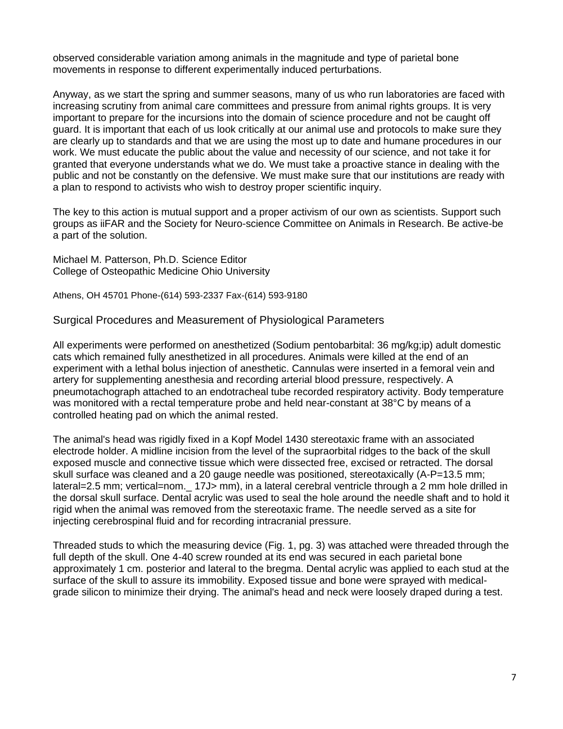observed considerable variation among animals in the magnitude and type of parietal bone movements in response to different experimentally induced perturbations.

Anyway, as we start the spring and summer seasons, many of us who run laboratories are faced with increasing scrutiny from animal care committees and pressure from animal rights groups. It is very important to prepare for the incursions into the domain of science procedure and not be caught off guard. It is important that each of us look critically at our animal use and protocols to make sure they are clearly up to standards and that we are using the most up to date and humane procedures in our work. We must educate the public about the value and necessity of our science, and not take it for granted that everyone understands what we do. We must take a proactive stance in dealing with the public and not be constantly on the defensive. We must make sure that our institutions are ready with a plan to respond to activists who wish to destroy proper scientific inquiry.

The key to this action is mutual support and a proper activism of our own as scientists. Support such groups as iiFAR and the Society for Neuro-science Committee on Animals in Research. Be active-be a part of the solution.

Michael M. Patterson, Ph.D. Science Editor
College of Osteopathic Medicine Ohio University

Athens, OH 45701 Phone-(614) 593-2337 Fax-(614) 593-9180

## Surgical Procedures and Measurement of Physiological Parameters

All experiments were performed on anesthetized (Sodium pentobarbital: 36 mg/kg;ip) adult domestic cats which remained fully anesthetized in all procedures. Animals were killed at the end of an experiment with a lethal bolus injection of anesthetic. Cannulas were inserted in a femoral vein and artery for supplementing anesthesia and recording arterial blood pressure, respectively. A pneumotachograph attached to an endotracheal tube recorded respiratory activity. Body temperature was monitored with a rectal temperature probe and held near-constant at 38°C by means of a controlled heating pad on which the animal rested.

The animal's head was rigidly fixed in a Kopf Model 1430 stereotaxic frame with an associated electrode holder. A midline incision from the level of the supraorbital ridges to the back of the skull exposed muscle and connective tissue which were dissected free, excised or retracted. The dorsal skull surface was cleaned and a 20 gauge needle was positioned, stereotaxically (A-P=13.5 mm; lateral=2.5 mm; vertical=nom._ 17J> mm), in a lateral cerebral ventricle through a 2 mm hole drilled in the dorsal skull surface. Dental acrylic was used to seal the hole around the needle shaft and to hold it rigid when the animal was removed from the stereotaxic frame. The needle served as a site for injecting cerebrospinal fluid and for recording intracranial pressure.

Threaded studs to which the measuring device (Fig. 1, pg. 3) was attached were threaded through the full depth of the skull. One 4-40 screw rounded at its end was secured in each parietal bone approximately 1 cm. posterior and lateral to the bregma. Dental acrylic was applied to each stud at the surface of the skull to assure its immobility. Exposed tissue and bone were sprayed with medical-grade silicon to minimize their drying. The animal's head and neck were loosely draped during a test.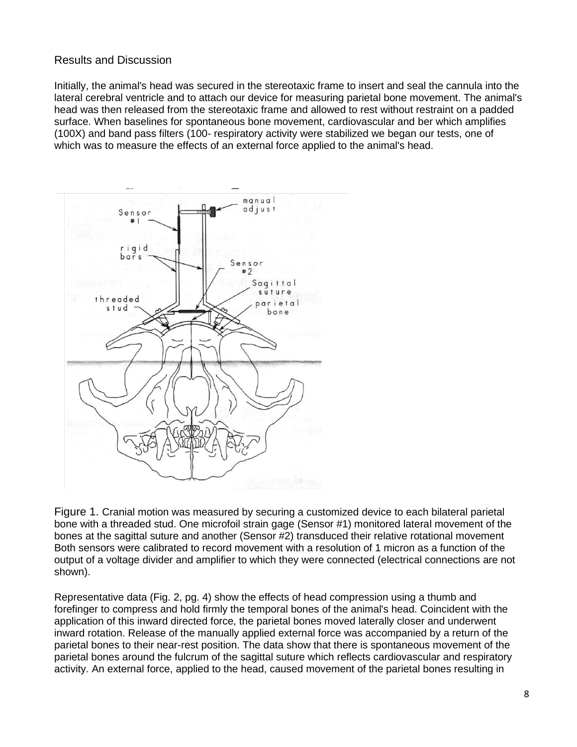## Results and Discussion

Initially, the animal's head was secured in the stereotaxic frame to insert and seal the cannula into the lateral cerebral ventricle and to attach our device for measuring parietal bone movement. The animal's head was then released from the stereotaxic frame and allowed to rest without restraint on a padded surface. When baselines for spontaneous bone movement, cardiovascular and ber which amplifies (100X) and band pass filters (100- respiratory activity were stabilized we began our tests, one of which was to measure the effects of an external force applied to the animal's head.

Figure 1. Cranial motion was measured by securing a customized device to each bilateral parietal bone with a threaded stud. One microfoil strain gage (Sensor #1) monitored lateral movement of the bones at the sagittal suture and another (Sensor #2) transduced their relative rotational movement Both sensors were calibrated to record movement with a resolution of 1 micron as a function of the output of a voltage divider and amplifier to which they were connected (electrical connections are not shown).

Representative data (Fig. 2, pg. 4) show the effects of head compression using a thumb and forefinger to compress and hold firmly the temporal bones of the animal's head. Coincident with the application of this inward directed force, the parietal bones moved laterally closer and underwent inward rotation. Release of the manually applied external force was accompanied by a return of the parietal bones to their near-rest position. The data show that there is spontaneous movement of the parietal bones around the fulcrum of the sagittal suture which reflects cardiovascular and respiratory activity. An external force, applied to the head, caused movement of the parietal bones resulting in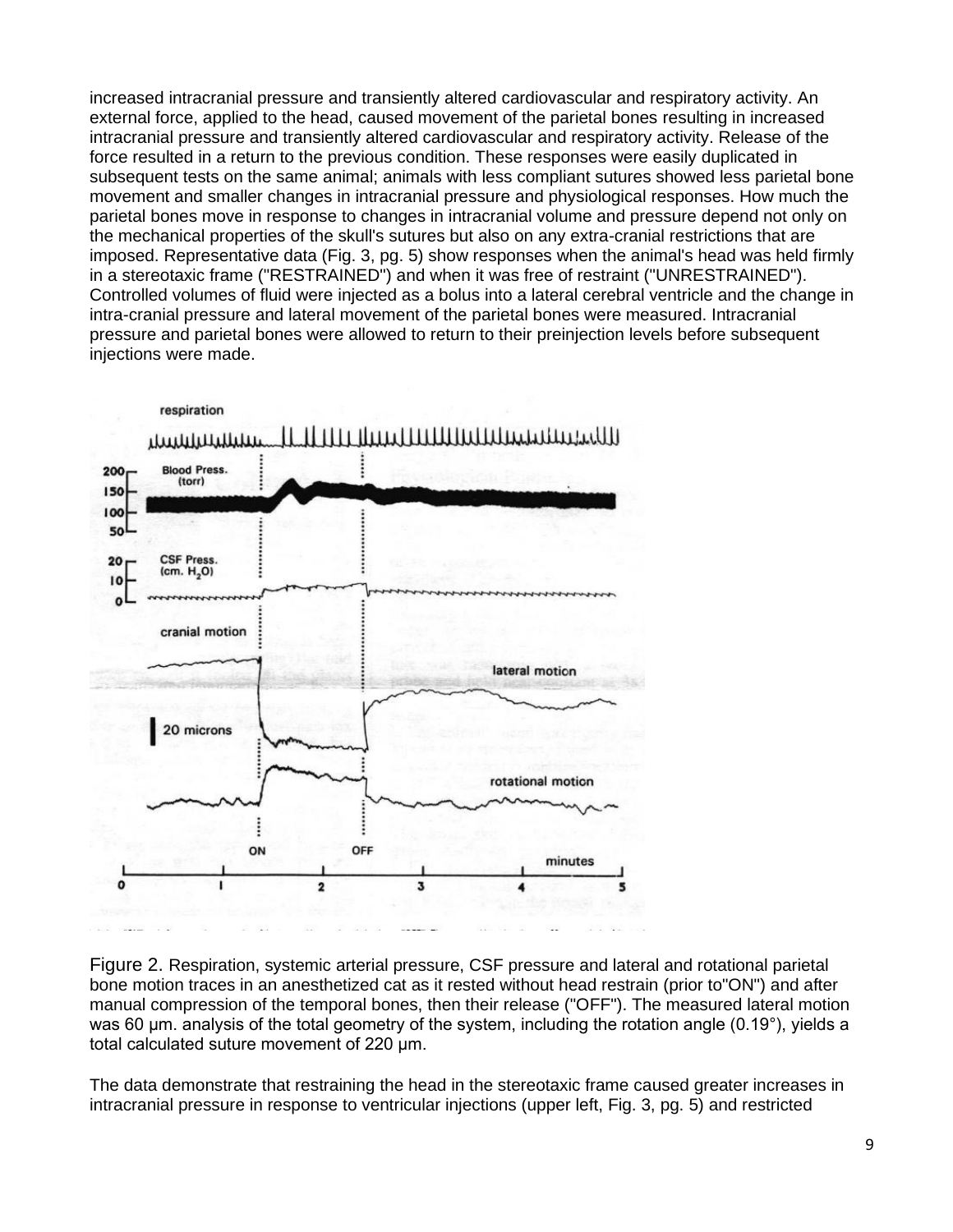increased intracranial pressure and transiently altered cardiovascular and respiratory activity. An external force, applied to the head, caused movement of the parietal bones resulting in increased intracranial pressure and transiently altered cardiovascular and respiratory activity. Release of the force resulted in a return to the previous condition. These responses were easily duplicated in subsequent tests on the same animal; animals with less compliant sutures showed less parietal bone movement and smaller changes in intracranial pressure and physiological responses. How much the parietal bones move in response to changes in intracranial volume and pressure depend not only on the mechanical properties of the skull's sutures but also on any extra-cranial restrictions that are imposed. Representative data (Fig. 3, pg. 5) show responses when the animal's head was held firmly in a stereotaxic frame ("RESTRAINED") and when it was free of restraint ("UNRESTRAINED"). Controlled volumes of fluid were injected as a bolus into a lateral cerebral ventricle and the change in intra-cranial pressure and lateral movement of the parietal bones were measured. Intracranial pressure and parietal bones were allowed to return to their preinjection levels before subsequent injections were made.

Figure 2. Respiration, systemic arterial pressure, CSF pressure and lateral and rotational parietal bone motion traces in an anesthetized cat as it rested without head restrain (prior to"ON") and after manual compression of the temporal bones, then their release ("OFF"). The measured lateral motion was 60 µm. analysis of the total geometry of the system, including the rotation angle (0.19°), yields a total calculated suture movement of 220 µm.

The data demonstrate that restraining the head in the stereotaxic frame caused greater increases in intracranial pressure in response to ventricular injections (upper left, Fig. 3, pg. 5) and restricted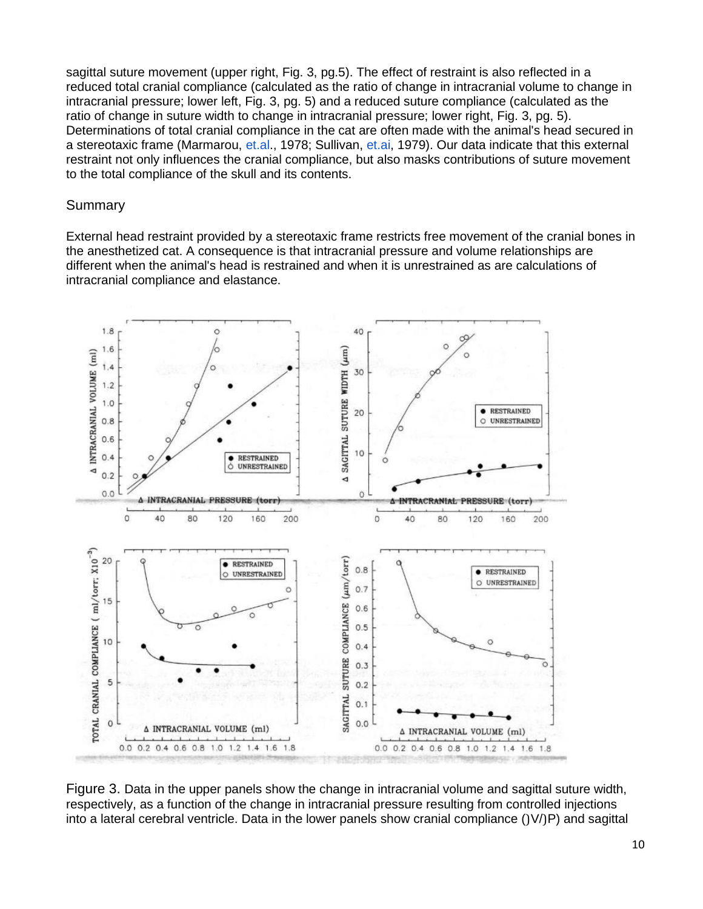sagittal suture movement (upper right, Fig. 3, pg.5). The effect of restraint is also reflected in a reduced total cranial compliance (calculated as the ratio of change in intracranial volume to change in intracranial pressure; lower left, Fig. 3, pg. 5) and a reduced suture compliance (calculated as the ratio of change in suture width to change in intracranial pressure; lower right, Fig. 3, pg. 5). Determinations of total cranial compliance in the cat are often made with the animal's head secured in a stereotaxic frame (Marmarou, et.al., 1978; Sullivan, et.ai, 1979). Our data indicate that this external restraint not only influences the cranial compliance, but also masks contributions of suture movement to the total compliance of the skull and its contents.

## Summary

External head restraint provided by a stereotaxic frame restricts free movement of the cranial bones in the anesthetized cat. A consequence is that intracranial pressure and volume relationships are different when the animal's head is restrained and when it is unrestrained as are calculations of intracranial compliance and elastance.

Figure 3. Data in the upper panels show the change in intracranial volume and sagittal suture width, respectively, as a function of the change in intracranial pressure resulting from controlled injections into a lateral cerebral ventricle. Data in the lower panels show cranial compliance ()V/)P) and sagittal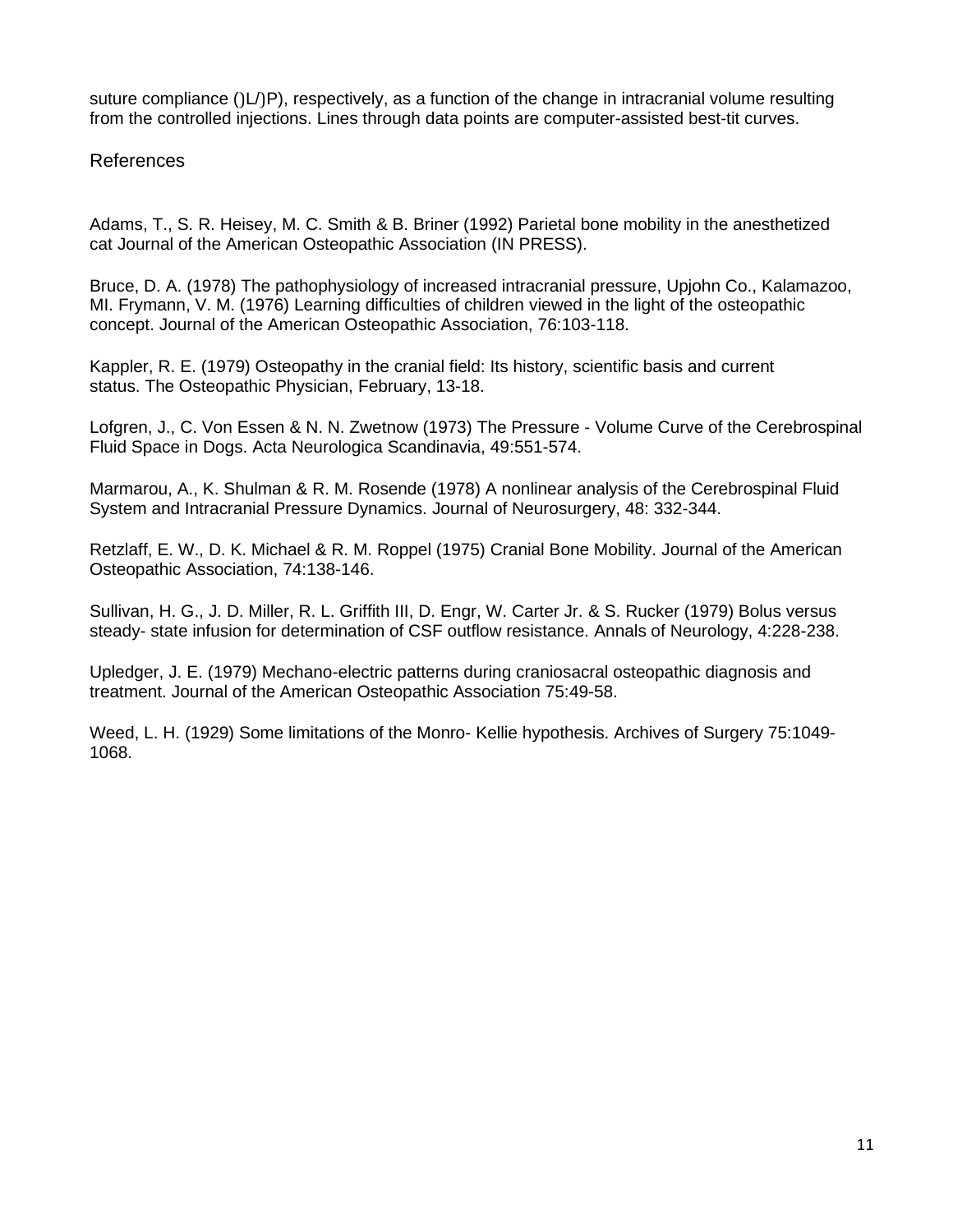suture compliance ()L/)P), respectively, as a function of the change in intracranial volume resulting from the controlled injections. Lines through data points are computer-assisted best-tit curves.

## References

Adams, T., S. R. Heisey, M. C. Smith & B. Briner (1992) Parietal bone mobility in the anesthetized cat Journal of the American Osteopathic Association (IN PRESS).

Bruce, D. A. (1978) The pathophysiology of increased intracranial pressure, Upjohn Co., Kalamazoo, MI. Frymann, V. M. (1976) Learning difficulties of children viewed in the light of the osteopathic concept. Journal of the American Osteopathic Association, 76:103-118.

Kappler, R. E. (1979) Osteopathy in the cranial field: Its history, scientific basis and current status. The Osteopathic Physician, February, 13-18.

Lofgren, J., C. Von Essen & N. N. Zwetnow (1973) The Pressure - Volume Curve of the Cerebrospinal Fluid Space in Dogs. Acta Neurologica Scandinavia, 49:551-574.

Marmarou, A., K. Shulman & R. M. Rosende (1978) A nonlinear analysis of the Cerebrospinal Fluid System and Intracranial Pressure Dynamics. Journal of Neurosurgery, 48: 332-344.

Retzlaff, E. W., D. K. Michael & R. M. Roppel (1975) Cranial Bone Mobility. Journal of the American Osteopathic Association, 74:138-146.

Sullivan, H. G., J. D. Miller, R. L. Griffith III, D. Engr, W. Carter Jr. & S. Rucker (1979) Bolus versus steady- state infusion for determination of CSF outflow resistance. Annals of Neurology, 4:228-238.

Upledger, J. E. (1979) Mechano-electric patterns during craniosacral osteopathic diagnosis and treatment. Journal of the American Osteopathic Association 75:49-58.

Weed, L. H. (1929) Some limitations of the Monro- Kellie hypothesis. Archives of Surgery 75:1049-1068.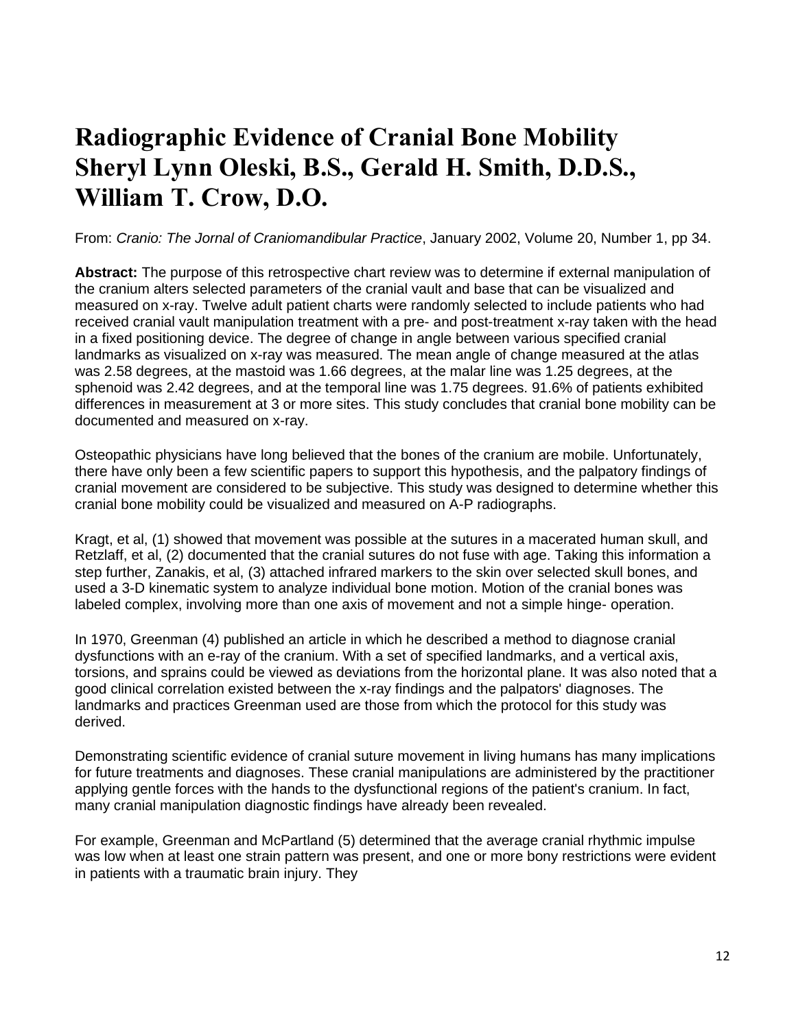# Radiographic Evidence of Cranial Bone Mobility Sheryl Lynn Oleski, B.S., Gerald H. Smith, D.D.S., William T. Crow, D.O.

From: *Cranio: The Jornal of Craniomandibular Practice*, January 2002, Volume 20, Number 1, pp 34.

**Abstract:** The purpose of this retrospective chart review was to determine if external manipulation of the cranium alters selected parameters of the cranial vault and base that can be visualized and measured on x-ray. Twelve adult patient charts were randomly selected to include patients who had received cranial vault manipulation treatment with a pre- and post-treatment x-ray taken with the head in a fixed positioning device. The degree of change in angle between various specified cranial landmarks as visualized on x-ray was measured. The mean angle of change measured at the atlas was 2.58 degrees, at the mastoid was 1.66 degrees, at the malar line was 1.25 degrees, at the sphenoid was 2.42 degrees, and at the temporal line was 1.75 degrees. 91.6% of patients exhibited differences in measurement at 3 or more sites. This study concludes that cranial bone mobility can be documented and measured on x-ray.

Osteopathic physicians have long believed that the bones of the cranium are mobile. Unfortunately, there have only been a few scientific papers to support this hypothesis, and the palpatory findings of cranial movement are considered to be subjective. This study was designed to determine whether this cranial bone mobility could be visualized and measured on A-P radiographs.

Kragt, et al, (1) showed that movement was possible at the sutures in a macerated human skull, and Retzlaff, et al, (2) documented that the cranial sutures do not fuse with age. Taking this information a step further, Zanakis, et al, (3) attached infrared markers to the skin over selected skull bones, and used a 3-D kinematic system to analyze individual bone motion. Motion of the cranial bones was labeled complex, involving more than one axis of movement and not a simple hinge- operation.

In 1970, Greenman (4) published an article in which he described a method to diagnose cranial dysfunctions with an e-ray of the cranium. With a set of specified landmarks, and a vertical axis, torsions, and sprains could be viewed as deviations from the horizontal plane. It was also noted that a good clinical correlation existed between the x-ray findings and the palpators' diagnoses. The landmarks and practices Greenman used are those from which the protocol for this study was derived.

Demonstrating scientific evidence of cranial suture movement in living humans has many implications for future treatments and diagnoses. These cranial manipulations are administered by the practitioner applying gentle forces with the hands to the dysfunctional regions of the patient's cranium. In fact, many cranial manipulation diagnostic findings have already been revealed.

For example, Greenman and McPartland (5) determined that the average cranial rhythmic impulse was low when at least one strain pattern was present, and one or more bony restrictions were evident in patients with a traumatic brain injury. They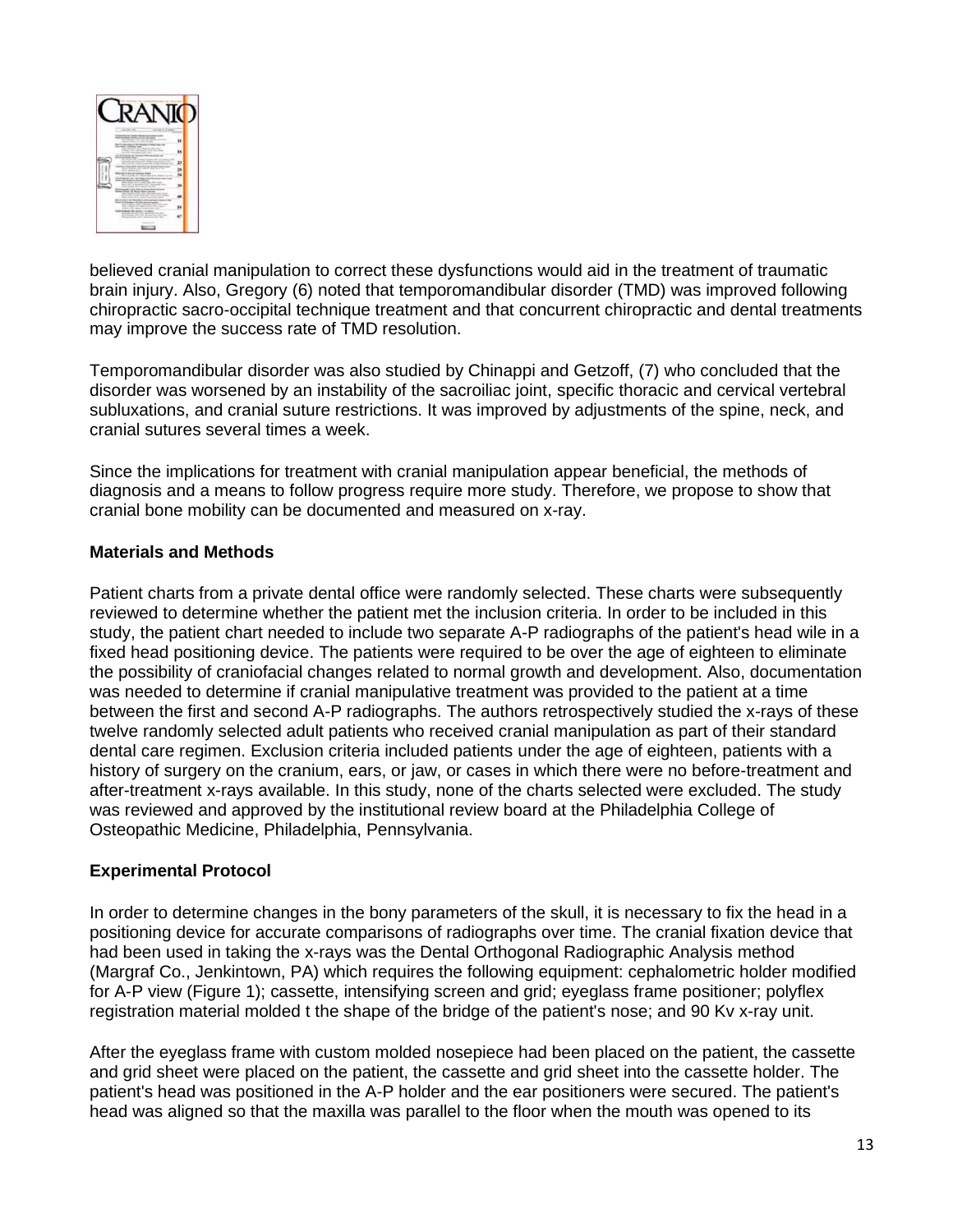believed cranial manipulation to correct these dysfunctions would aid in the treatment of traumatic brain injury. Also, Gregory (6) noted that temporomandibular disorder (TMD) was improved following chiropractic sacro-occipital technique treatment and that concurrent chiropractic and dental treatments may improve the success rate of TMD resolution.

Temporomandibular disorder was also studied by Chinappi and Getzoff, (7) who concluded that the disorder was worsened by an instability of the sacroiliac joint, specific thoracic and cervical vertebral subluxations, and cranial suture restrictions. It was improved by adjustments of the spine, neck, and cranial sutures several times a week.

Since the implications for treatment with cranial manipulation appear beneficial, the methods of diagnosis and a means to follow progress require more study. Therefore, we propose to show that cranial bone mobility can be documented and measured on x-ray.

**Materials and Methods**

Patient charts from a private dental office were randomly selected. These charts were subsequently reviewed to determine whether the patient met the inclusion criteria. In order to be included in this study, the patient chart needed to include two separate A-P radiographs of the patient's head wile in a fixed head positioning device. The patients were required to be over the age of eighteen to eliminate the possibility of craniofacial changes related to normal growth and development. Also, documentation was needed to determine if cranial manipulative treatment was provided to the patient at a time between the first and second A-P radiographs. The authors retrospectively studied the x-rays of these twelve randomly selected adult patients who received cranial manipulation as part of their standard dental care regimen. Exclusion criteria included patients under the age of eighteen, patients with a history of surgery on the cranium, ears, or jaw, or cases in which there were no before-treatment and after-treatment x-rays available. In this study, none of the charts selected were excluded. The study was reviewed and approved by the institutional review board at the Philadelphia College of Osteopathic Medicine, Philadelphia, Pennsylvania.

**Experimental Protocol**

In order to determine changes in the bony parameters of the skull, it is necessary to fix the head in a positioning device for accurate comparisons of radiographs over time. The cranial fixation device that had been used in taking the x-rays was the Dental Orthogonal Radiographic Analysis method (Margraf Co., Jenkintown, PA) which requires the following equipment: cephalometric holder modified for A-P view (Figure 1); cassette, intensifying screen and grid; eyeglass frame positioner; polyflex registration material molded t the shape of the bridge of the patient's nose; and 90 Kv x-ray unit.

After the eyeglass frame with custom molded nosepiece had been placed on the patient, the cassette and grid sheet were placed on the patient, the cassette and grid sheet into the cassette holder. The patient's head was positioned in the A-P holder and the ear positioners were secured. The patient's head was aligned so that the maxilla was parallel to the floor when the mouth was opened to its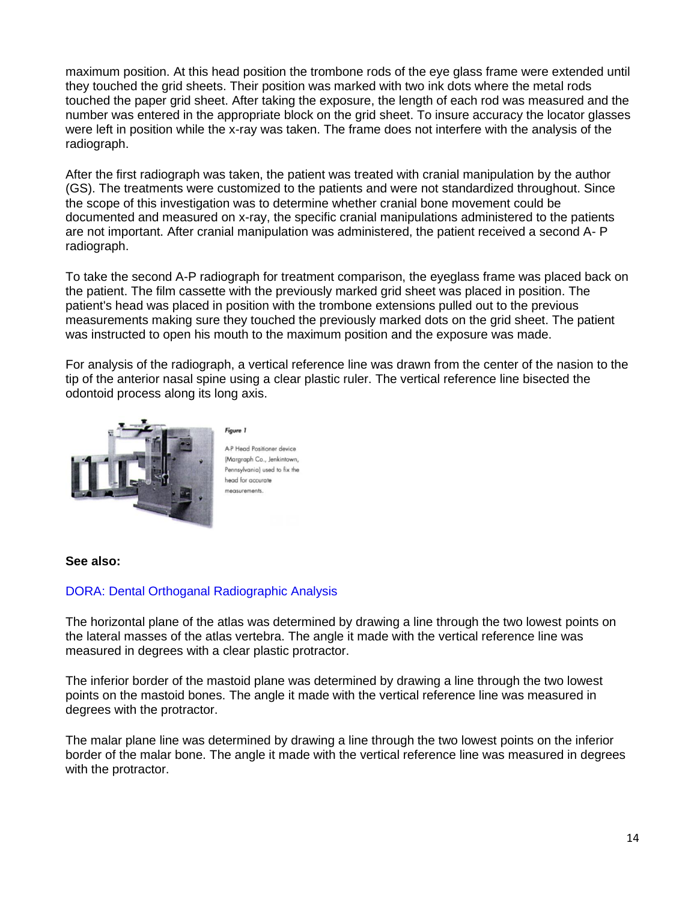maximum position. At this head position the trombone rods of the eye glass frame were extended until they touched the grid sheets. Their position was marked with two ink dots where the metal rods touched the paper grid sheet. After taking the exposure, the length of each rod was measured and the number was entered in the appropriate block on the grid sheet. To insure accuracy the locator glasses were left in position while the x-ray was taken. The frame does not interfere with the analysis of the radiograph.

After the first radiograph was taken, the patient was treated with cranial manipulation by the author (GS). The treatments were customized to the patients and were not standardized throughout. Since the scope of this investigation was to determine whether cranial bone movement could be documented and measured on x-ray, the specific cranial manipulations administered to the patients are not important. After cranial manipulation was administered, the patient received a second A- P radiograph.

To take the second A-P radiograph for treatment comparison, the eyeglass frame was placed back on the patient. The film cassette with the previously marked grid sheet was placed in position. The patient's head was placed in position with the trombone extensions pulled out to the previous measurements making sure they touched the previously marked dots on the grid sheet. The patient was instructed to open his mouth to the maximum position and the exposure was made.

For analysis of the radiograph, a vertical reference line was drawn from the center of the nasion to the tip of the anterior nasal spine using a clear plastic ruler. The vertical reference line bisected the odontoid process along its long axis.

*Figure 1*

A-P Head Positioner device (Margraph Co., Jenkintown, Pennsylvania) used to fix the head for accurate measurements.

**See also:**

DORA: Dental Orthoganal Radiographic Analysis

The horizontal plane of the atlas was determined by drawing a line through the two lowest points on the lateral masses of the atlas vertebra. The angle it made with the vertical reference line was measured in degrees with a clear plastic protractor.

The inferior border of the mastoid plane was determined by drawing a line through the two lowest points on the mastoid bones. The angle it made with the vertical reference line was measured in degrees with the protractor.

The malar plane line was determined by drawing a line through the two lowest points on the inferior border of the malar bone. The angle it made with the vertical reference line was measured in degrees with the protractor.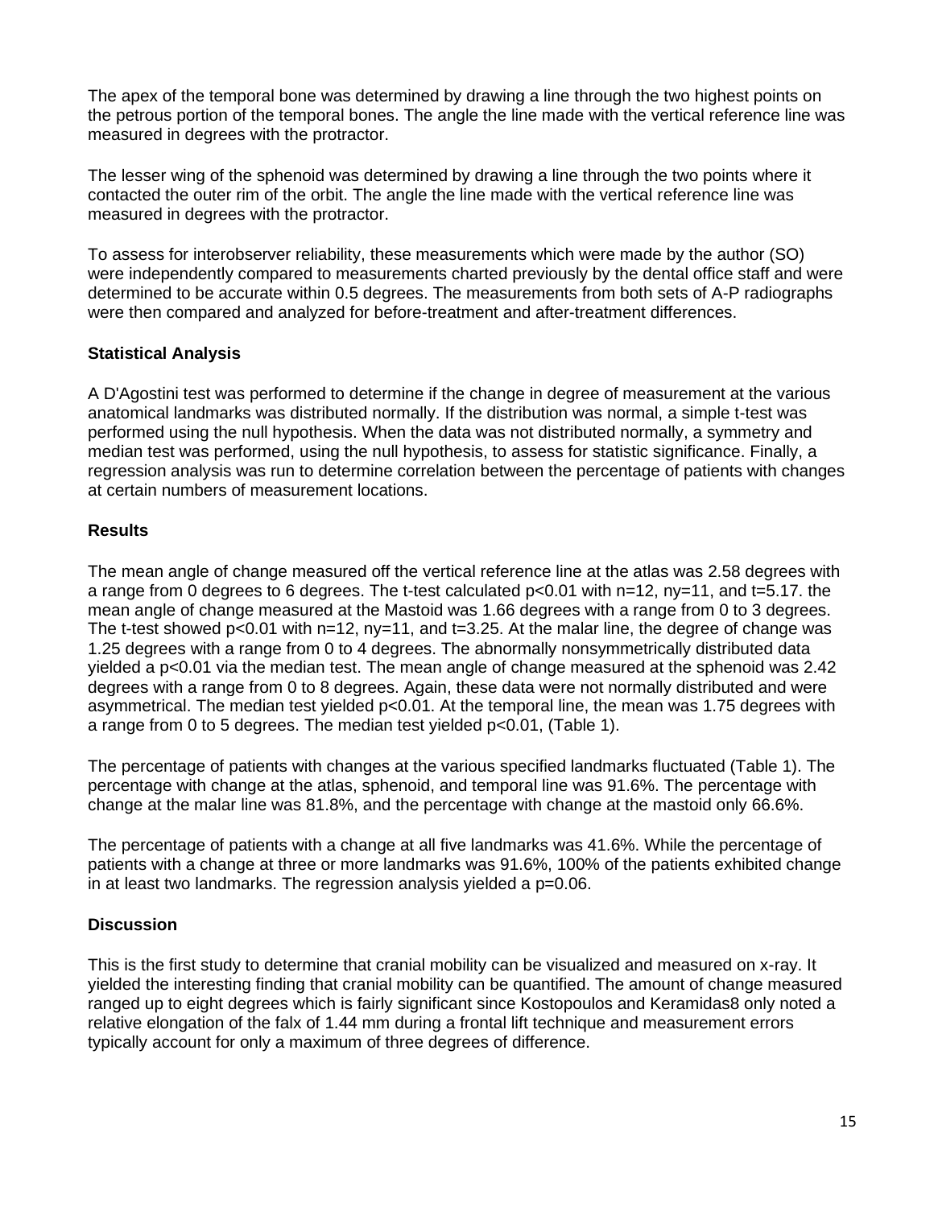The apex of the temporal bone was determined by drawing a line through the two highest points on the petrous portion of the temporal bones. The angle the line made with the vertical reference line was measured in degrees with the protractor.

The lesser wing of the sphenoid was determined by drawing a line through the two points where it contacted the outer rim of the orbit. The angle the line made with the vertical reference line was measured in degrees with the protractor.

To assess for interobserver reliability, these measurements which were made by the author (SO) were independently compared to measurements charted previously by the dental office staff and were determined to be accurate within 0.5 degrees. The measurements from both sets of A-P radiographs were then compared and analyzed for before-treatment and after-treatment differences.

### Statistical Analysis

A D'Agostini test was performed to determine if the change in degree of measurement at the various anatomical landmarks was distributed normally. If the distribution was normal, a simple t-test was performed using the null hypothesis. When the data was not distributed normally, a symmetry and median test was performed, using the null hypothesis, to assess for statistic significance. Finally, a regression analysis was run to determine correlation between the percentage of patients with changes at certain numbers of measurement locations.

### Results

The mean angle of change measured off the vertical reference line at the atlas was 2.58 degrees with a range from 0 degrees to 6 degrees. The t-test calculated $p<0.01$ with $n=12$, $ny=11$, and $t=5.17$. the mean angle of change measured at the Mastoid was 1.66 degrees with a range from 0 to 3 degrees. The t-test showed $p<0.01$ with $n=12$, $ny=11$, and $t=3.25$. At the malar line, the degree of change was 1.25 degrees with a range from 0 to 4 degrees. The abnormally nonsymmetrically distributed data yielded a $p<0.01$ via the median test. The mean angle of change measured at the sphenoid was 2.42 degrees with a range from 0 to 8 degrees. Again, these data were not normally distributed and were asymmetrical. The median test yielded $p<0.01$. At the temporal line, the mean was 1.75 degrees with a range from 0 to 5 degrees. The median test yielded $p<0.01$, (Table 1).

The percentage of patients with changes at the various specified landmarks fluctuated (Table 1). The percentage with change at the atlas, sphenoid, and temporal line was 91.6%. The percentage with change at the malar line was 81.8%, and the percentage with change at the mastoid only 66.6%.

The percentage of patients with a change at all five landmarks was 41.6%. While the percentage of patients with a change at three or more landmarks was 91.6%, 100% of the patients exhibited change in at least two landmarks. The regression analysis yielded a $p=0.06$.

### Discussion

This is the first study to determine that cranial mobility can be visualized and measured on x-ray. It yielded the interesting finding that cranial mobility can be quantified. The amount of change measured ranged up to eight degrees which is fairly significant since Kostopoulos and Keramidas[8] only noted a relative elongation of the falx of 1.44 mm during a frontal lift technique and measurement errors typically account for only a maximum of three degrees of difference.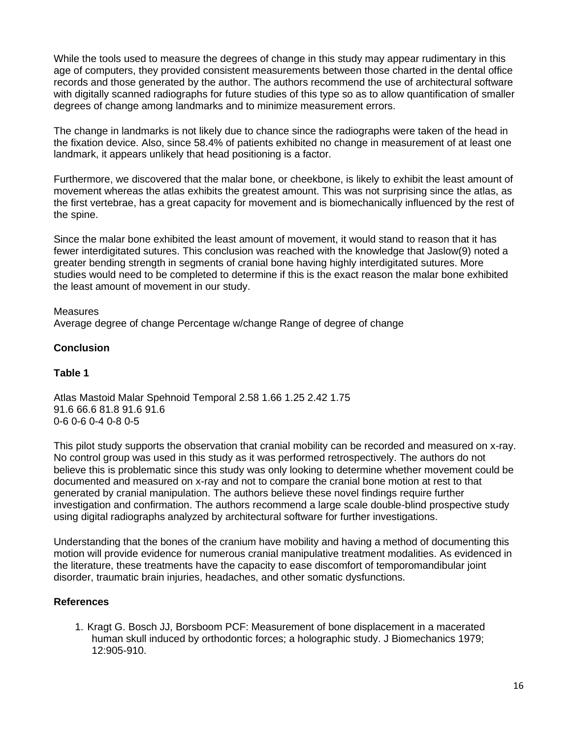While the tools used to measure the degrees of change in this study may appear rudimentary in this age of computers, they provided consistent measurements between those charted in the dental office records and those generated by the author. The authors recommend the use of architectural software with digitally scanned radiographs for future studies of this type so as to allow quantification of smaller degrees of change among landmarks and to minimize measurement errors.

The change in landmarks is not likely due to chance since the radiographs were taken of the head in the fixation device. Also, since 58.4% of patients exhibited no change in measurement of at least one landmark, it appears unlikely that head positioning is a factor.

Furthermore, we discovered that the malar bone, or cheekbone, is likely to exhibit the least amount of movement whereas the atlas exhibits the greatest amount. This was not surprising since the atlas, as the first vertebrae, has a great capacity for movement and is biomechanically influenced by the rest of the spine.

Since the malar bone exhibited the least amount of movement, it would stand to reason that it has fewer interdigitated sutures. This conclusion was reached with the knowledge that Jaslow(9) noted a greater bending strength in segments of cranial bone having highly interdigitated sutures. More studies would need to be completed to determine if this is the exact reason the malar bone exhibited the least amount of movement in our study.

**Table 1**

| Measures | Atlas | Mastoid | Malar | Spehnoid | Temporal |
|---|---|---|---|---|---|
| Average degree of change | 2.58 | 1.66 | 1.25 | 2.42 | 1.75 |
| Percentage w/change | 91.6 | 66.6 | 81.8 | 91.6 | 91.6 |
| Range of degree of change | 0-6 | 0-6 | 0-4 | 0-8 | 0-5 |

**Conclusion**

This pilot study supports the observation that cranial mobility can be recorded and measured on x-ray. No control group was used in this study as it was performed retrospectively. The authors do not believe this is problematic since this study was only looking to determine whether movement could be documented and measured on x-ray and not to compare the cranial bone motion at rest to that generated by cranial manipulation. The authors believe these novel findings require further investigation and confirmation. The authors recommend a large scale double-blind prospective study using digital radiographs analyzed by architectural software for further investigations.

Understanding that the bones of the cranium have mobility and having a method of documenting this motion will provide evidence for numerous cranial manipulative treatment modalities. As evidenced in the literature, these treatments have the capacity to ease discomfort of temporomandibular joint disorder, traumatic brain injuries, headaches, and other somatic dysfunctions.

**References**

1. Kragt G. Bosch JJ, Borsboom PCF: Measurement of bone displacement in a macerated human skull induced by orthodontic forces; a holographic study. J Biomechanics 1979; 12:905-910.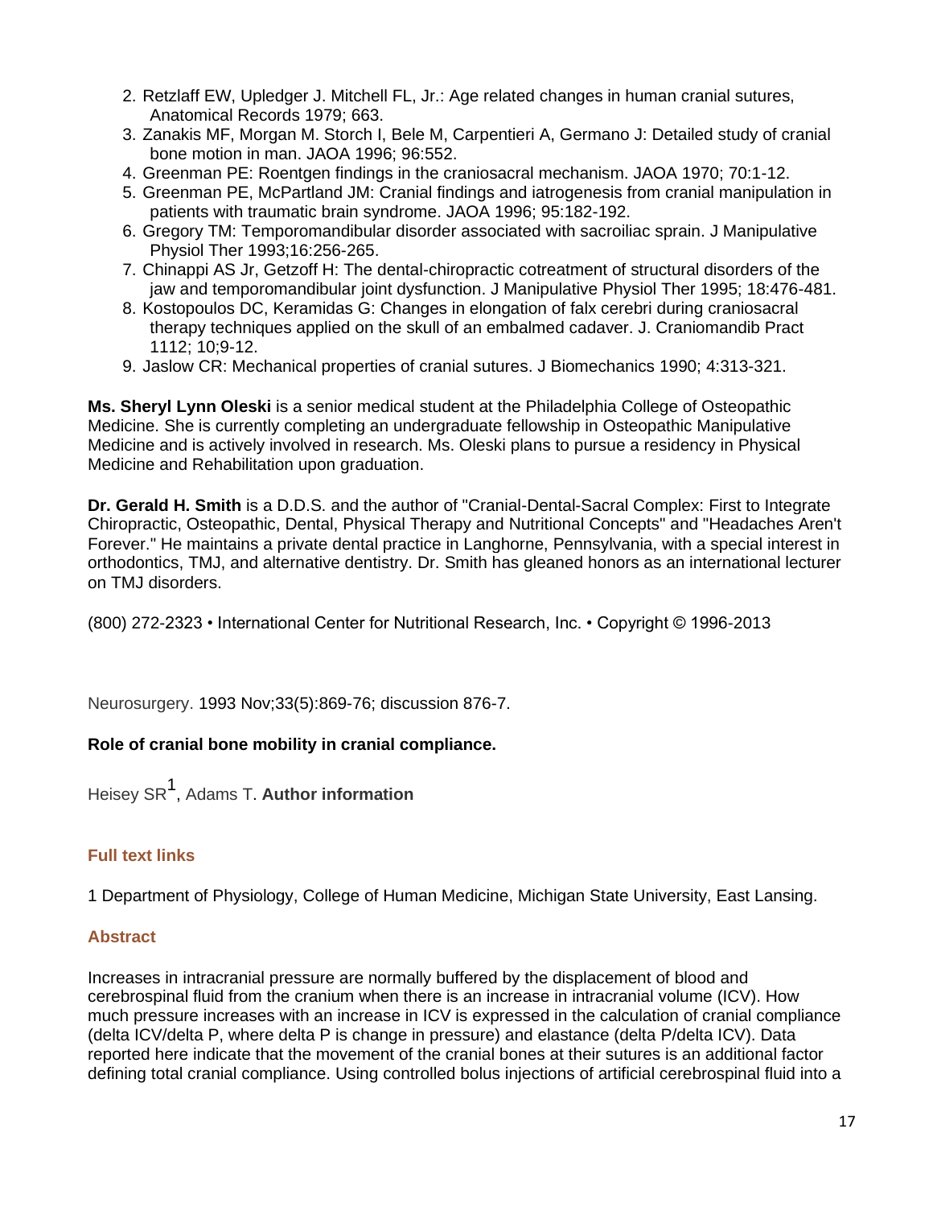2. Retzlaff EW, Upledger J. Mitchell FL, Jr.: Age related changes in human cranial sutures, Anatomical Records 1979; 663.
3. Zanakis MF, Morgan M. Storch I, Bele M, Carpentieri A, Germano J: Detailed study of cranial bone motion in man. JAOA 1996; 96:552.
4. Greenman PE: Roentgen findings in the craniosacral mechanism. JAOA 1970; 70:1-12.
5. Greenman PE, McPartland JM: Cranial findings and iatrogenesis from cranial manipulation in patients with traumatic brain syndrome. JAOA 1996; 95:182-192.
6. Gregory TM: Temporomandibular disorder associated with sacroiliac sprain. J Manipulative Physiol Ther 1993;16:256-265.
7. Chinappi AS Jr, Getzoff H: The dental-chiropractic cotreatment of structural disorders of the jaw and temporomandibular joint dysfunction. J Manipulative Physiol Ther 1995; 18:476-481.
8. Kostopoulos DC, Keramidas G: Changes in elongation of falx cerebri during craniosacral therapy techniques applied on the skull of an embalmed cadaver. J. Craniomandib Pract 1112; 10;9-12.
9. Jaslow CR: Mechanical properties of cranial sutures. J Biomechanics 1990; 4:313-321.

**Ms. Sheryl Lynn Oleski** is a senior medical student at the Philadelphia College of Osteopathic Medicine. She is currently completing an undergraduate fellowship in Osteopathic Manipulative Medicine and is actively involved in research. Ms. Oleski plans to pursue a residency in Physical Medicine and Rehabilitation upon graduation.

**Dr. Gerald H. Smith** is a D.D.S. and the author of "Cranial-Dental-Sacral Complex: First to Integrate Chiropractic, Osteopathic, Dental, Physical Therapy and Nutritional Concepts" and "Headaches Aren't Forever." He maintains a private dental practice in Langhorne, Pennsylvania, with a special interest in orthodontics, TMJ, and alternative dentistry. Dr. Smith has gleaned honors as an international lecturer on TMJ disorders.

(800) 272-2323 • International Center for Nutritional Research, Inc. • Copyright © 1996-2013

Neurosurgery. 1993 Nov;33(5):869-76; discussion 876-7.

**Role of cranial bone mobility in cranial compliance.**

Heisey SR[1], Adams T. **Author information**

**Full text links**

1 Department of Physiology, College of Human Medicine, Michigan State University, East Lansing.

**Abstract**

Increases in intracranial pressure are normally buffered by the displacement of blood and cerebrospinal fluid from the cranium when there is an increase in intracranial volume (ICV). How much pressure increases with an increase in ICV is expressed in the calculation of cranial compliance (delta ICV/delta P, where delta P is change in pressure) and elastance (delta P/delta ICV). Data reported here indicate that the movement of the cranial bones at their sutures is an additional factor defining total cranial compliance. Using controlled bolus injections of artificial cerebrospinal fluid into a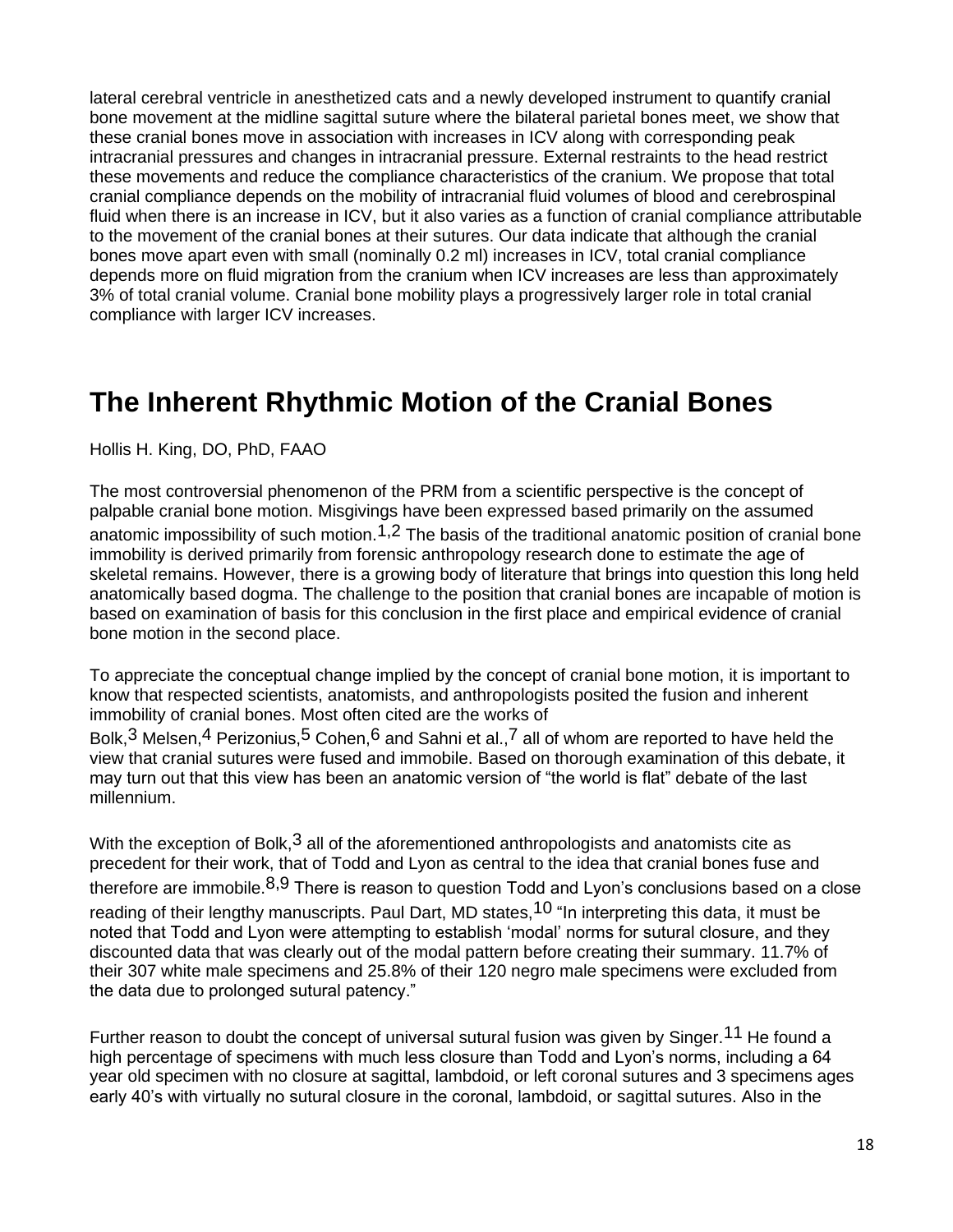lateral cerebral ventricle in anesthetized cats and a newly developed instrument to quantify cranial bone movement at the midline sagittal suture where the bilateral parietal bones meet, we show that these cranial bones move in association with increases in ICV along with corresponding peak intracranial pressures and changes in intracranial pressure. External restraints to the head restrict these movements and reduce the compliance characteristics of the cranium. We propose that total cranial compliance depends on the mobility of intracranial fluid volumes of blood and cerebrospinal fluid when there is an increase in ICV, but it also varies as a function of cranial compliance attributable to the movement of the cranial bones at their sutures. Our data indicate that although the cranial bones move apart even with small (nominally 0.2 ml) increases in ICV, total cranial compliance depends more on fluid migration from the cranium when ICV increases are less than approximately 3% of total cranial volume. Cranial bone mobility plays a progressively larger role in total cranial compliance with larger ICV increases.

# The Inherent Rhythmic Motion of the Cranial Bones

Hollis H. King, DO, PhD, FAAO

The most controversial phenomenon of the PRM from a scientific perspective is the concept of palpable cranial bone motion. Misgivings have been expressed based primarily on the assumed anatomic impossibility of such motion.[1,2] The basis of the traditional anatomic position of cranial bone immobility is derived primarily from forensic anthropology research done to estimate the age of skeletal remains. However, there is a growing body of literature that brings into question this long held anatomically based dogma. The challenge to the position that cranial bones are incapable of motion is based on examination of basis for this conclusion in the first place and empirical evidence of cranial bone motion in the second place.

To appreciate the conceptual change implied by the concept of cranial bone motion, it is important to know that respected scientists, anatomists, and anthropologists posited the fusion and inherent immobility of cranial bones. Most often cited are the works of Bolk,[3] Melsen,[4] Perizonius,[5] Cohen,[6] and Sahni et al.,[7] all of whom are reported to have held the view that cranial sutures were fused and immobile. Based on thorough examination of this debate, it may turn out that this view has been an anatomic version of "the world is flat" debate of the last millennium.

With the exception of Bolk,[3] all of the aforementioned anthropologists and anatomists cite as precedent for their work, that of Todd and Lyon as central to the idea that cranial bones fuse and therefore are immobile.[8,9] There is reason to question Todd and Lyon's conclusions based on a close reading of their lengthy manuscripts. Paul Dart, MD states,[10] "In interpreting this data, it must be noted that Todd and Lyon were attempting to establish 'modal' norms for sutural closure, and they discounted data that was clearly out of the modal pattern before creating their summary. 11.7% of their 307 white male specimens and 25.8% of their 120 negro male specimens were excluded from the data due to prolonged sutural patency."

Further reason to doubt the concept of universal sutural fusion was given by Singer.[11] He found a high percentage of specimens with much less closure than Todd and Lyon's norms, including a 64 year old specimen with no closure at sagittal, lambdoid, or left coronal sutures and 3 specimens ages early 40's with virtually no sutural closure in the coronal, lambdoid, or sagittal sutures. Also in the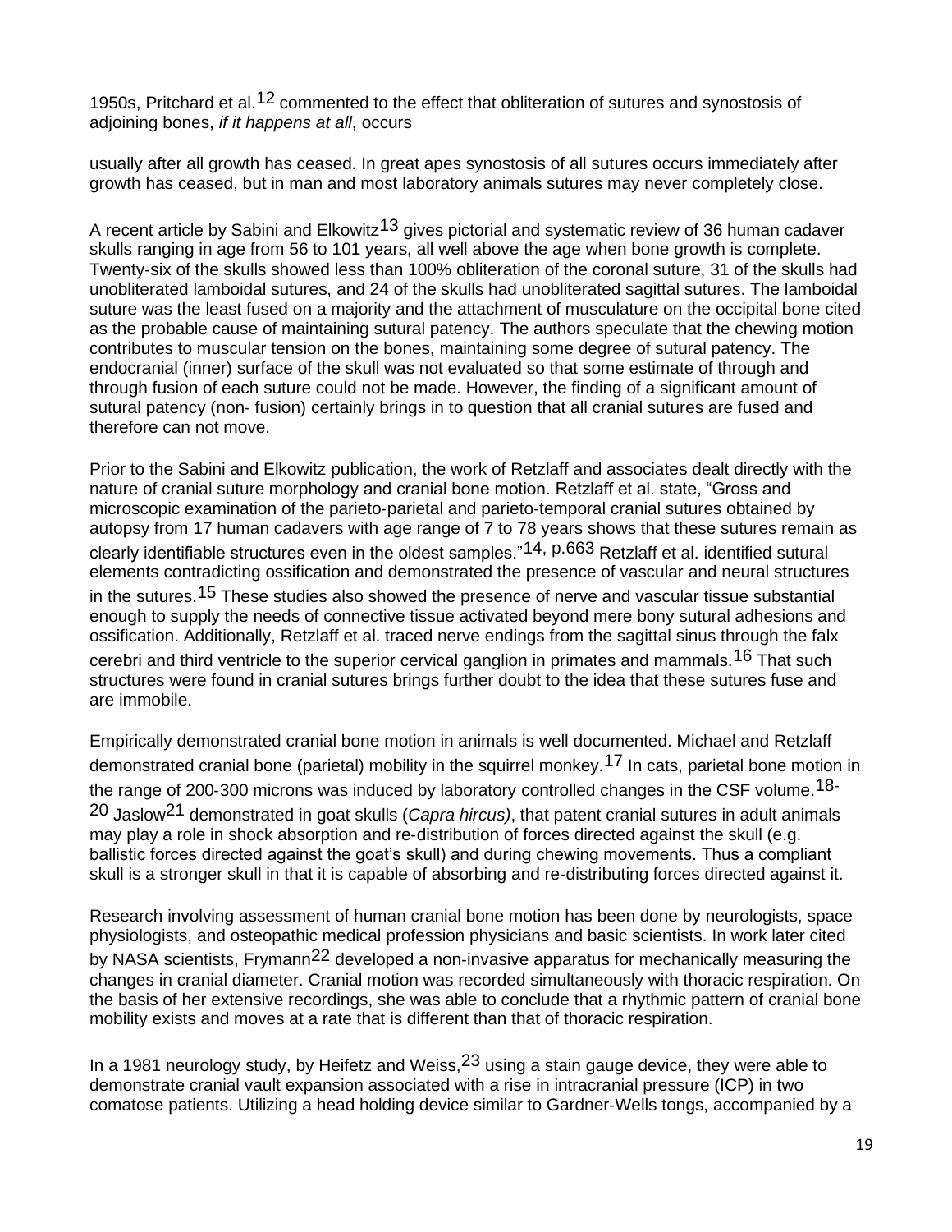1950s, Pritchard et al.[12] commented to the effect that obliteration of sutures and synostosis of adjoining bones, *if it happens at all*, occurs

usually after all growth has ceased. In great apes synostosis of all sutures occurs immediately after growth has ceased, but in man and most laboratory animals sutures may never completely close.

A recent article by Sabini and Elkowitz[13] gives pictorial and systematic review of 36 human cadaver skulls ranging in age from 56 to 101 years, all well above the age when bone growth is complete. Twenty-six of the skulls showed less than 100% obliteration of the coronal suture, 31 of the skulls had unobliterated lamboidal sutures, and 24 of the skulls had unobliterated sagittal sutures. The lamboidal suture was the least fused on a majority and the attachment of musculature on the occipital bone cited as the probable cause of maintaining sutural patency. The authors speculate that the chewing motion contributes to muscular tension on the bones, maintaining some degree of sutural patency. The endocranial (inner) surface of the skull was not evaluated so that some estimate of through and through fusion of each suture could not be made. However, the finding of a significant amount of sutural patency (non- fusion) certainly brings in to question that all cranial sutures are fused and therefore can not move.

Prior to the Sabini and Elkowitz publication, the work of Retzlaff and associates dealt directly with the nature of cranial suture morphology and cranial bone motion. Retzlaff et al. state, "Gross and microscopic examination of the parieto-parietal and parieto-temporal cranial sutures obtained by autopsy from 17 human cadavers with age range of 7 to 78 years shows that these sutures remain as clearly identifiable structures even in the oldest samples."[14, p.663] Retzlaff et al. identified sutural elements contradicting ossification and demonstrated the presence of vascular and neural structures in the sutures.[15] These studies also showed the presence of nerve and vascular tissue substantial enough to supply the needs of connective tissue activated beyond mere bony sutural adhesions and ossification. Additionally, Retzlaff et al. traced nerve endings from the sagittal sinus through the falx cerebri and third ventricle to the superior cervical ganglion in primates and mammals.[16] That such structures were found in cranial sutures brings further doubt to the idea that these sutures fuse and are immobile.

Empirically demonstrated cranial bone motion in animals is well documented. Michael and Retzlaff demonstrated cranial bone (parietal) mobility in the squirrel monkey.[17] In cats, parietal bone motion in the range of 200-300 microns was induced by laboratory controlled changes in the CSF volume.[18-20] Jaslow[21] demonstrated in goat skulls (*Capra hircus)*, that patent cranial sutures in adult animals may play a role in shock absorption and re-distribution of forces directed against the skull (e.g. ballistic forces directed against the goat's skull) and during chewing movements. Thus a compliant skull is a stronger skull in that it is capable of absorbing and re-distributing forces directed against it.

Research involving assessment of human cranial bone motion has been done by neurologists, space physiologists, and osteopathic medical profession physicians and basic scientists. In work later cited by NASA scientists, Frymann[22] developed a non-invasive apparatus for mechanically measuring the changes in cranial diameter. Cranial motion was recorded simultaneously with thoracic respiration. On the basis of her extensive recordings, she was able to conclude that a rhythmic pattern of cranial bone mobility exists and moves at a rate that is different than that of thoracic respiration.

In a 1981 neurology study, by Heifetz and Weiss,[23] using a stain gauge device, they were able to demonstrate cranial vault expansion associated with a rise in intracranial pressure (ICP) in two comatose patients. Utilizing a head holding device similar to Gardner-Wells tongs, accompanied by a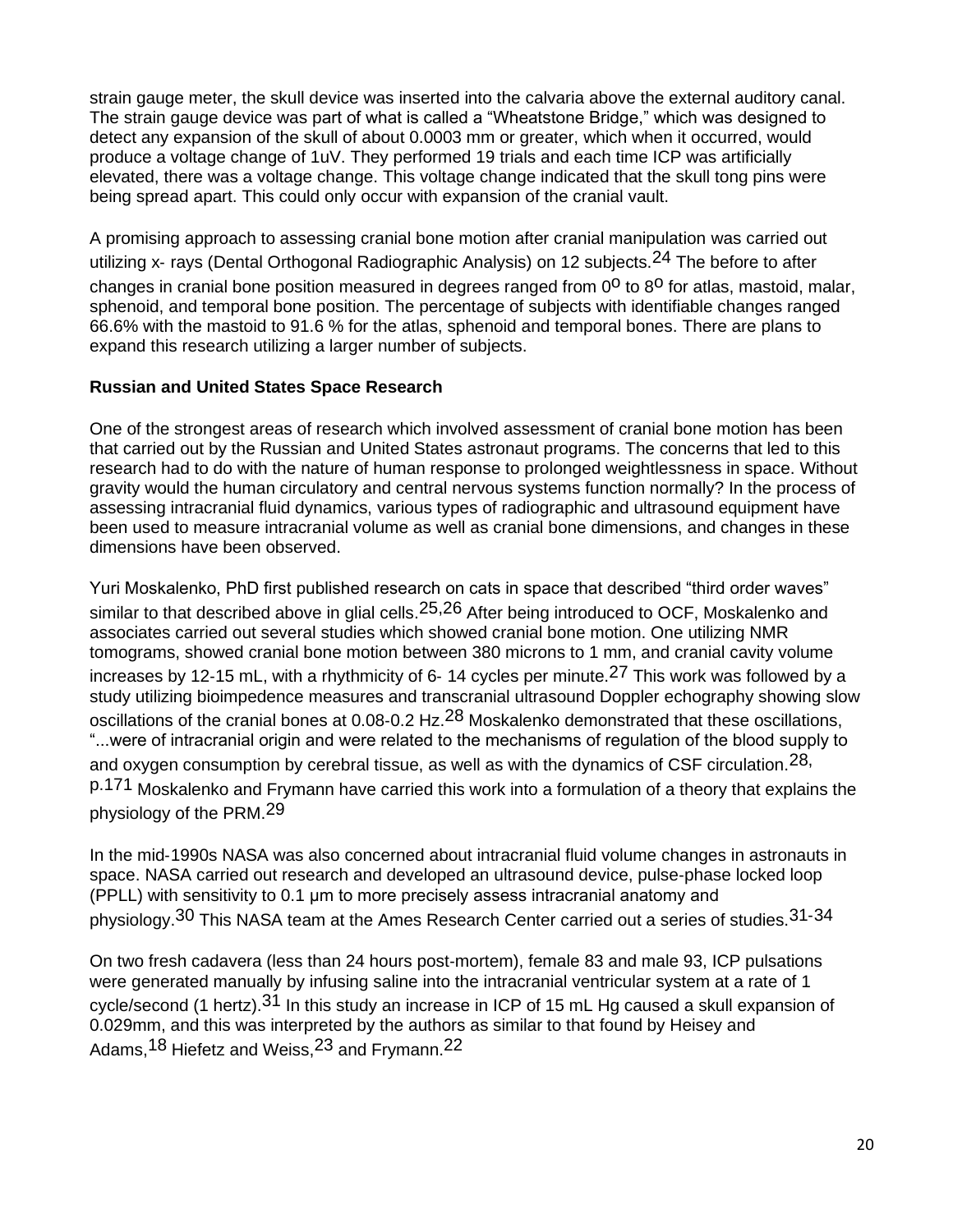strain gauge meter, the skull device was inserted into the calvaria above the external auditory canal. The strain gauge device was part of what is called a "Wheatstone Bridge," which was designed to detect any expansion of the skull of about 0.0003 mm or greater, which when it occurred, would produce a voltage change of 1uV. They performed 19 trials and each time ICP was artificially elevated, there was a voltage change. This voltage change indicated that the skull tong pins were being spread apart. This could only occur with expansion of the cranial vault.

A promising approach to assessing cranial bone motion after cranial manipulation was carried out utilizing x- rays (Dental Orthogonal Radiographic Analysis) on 12 subjects.[24] The before to after changes in cranial bone position measured in degrees ranged from $0^o$ to $8^o$ for atlas, mastoid, malar, sphenoid, and temporal bone position. The percentage of subjects with identifiable changes ranged 66.6% with the mastoid to 91.6 % for the atlas, sphenoid and temporal bones. There are plans to expand this research utilizing a larger number of subjects.

**Russian and United States Space Research**

One of the strongest areas of research which involved assessment of cranial bone motion has been that carried out by the Russian and United States astronaut programs. The concerns that led to this research had to do with the nature of human response to prolonged weightlessness in space. Without gravity would the human circulatory and central nervous systems function normally? In the process of assessing intracranial fluid dynamics, various types of radiographic and ultrasound equipment have been used to measure intracranial volume as well as cranial bone dimensions, and changes in these dimensions have been observed.

Yuri Moskalenko, PhD first published research on cats in space that described "third order waves" similar to that described above in glial cells.[25,26] After being introduced to OCF, Moskalenko and associates carried out several studies which showed cranial bone motion. One utilizing NMR tomograms, showed cranial bone motion between 380 microns to 1 mm, and cranial cavity volume increases by 12-15 mL, with a rhythmicity of 6- 14 cycles per minute.[27] This work was followed by a study utilizing bioimpedence measures and transcranial ultrasound Doppler echography showing slow oscillations of the cranial bones at 0.08-0.2 Hz.[28] Moskalenko demonstrated that these oscillations, "...were of intracranial origin and were related to the mechanisms of regulation of the blood supply to and oxygen consumption by cerebral tissue, as well as with the dynamics of CSF circulation.[28, p.171] Moskalenko and Frymann have carried this work into a formulation of a theory that explains the physiology of the PRM.[29]

In the mid-1990s NASA was also concerned about intracranial fluid volume changes in astronauts in space. NASA carried out research and developed an ultrasound device, pulse-phase locked loop (PPLL) with sensitivity to 0.1 μm to more precisely assess intracranial anatomy and physiology.[30] This NASA team at the Ames Research Center carried out a series of studies.[31-34]

On two fresh cadavera (less than 24 hours post-mortem), female 83 and male 93, ICP pulsations were generated manually by infusing saline into the intracranial ventricular system at a rate of 1 cycle/second (1 hertz).[31] In this study an increase in ICP of 15 mL Hg caused a skull expansion of 0.029mm, and this was interpreted by the authors as similar to that found by Heisey and Adams,[18] Hiefetz and Weiss,[23] and Frymann.[22]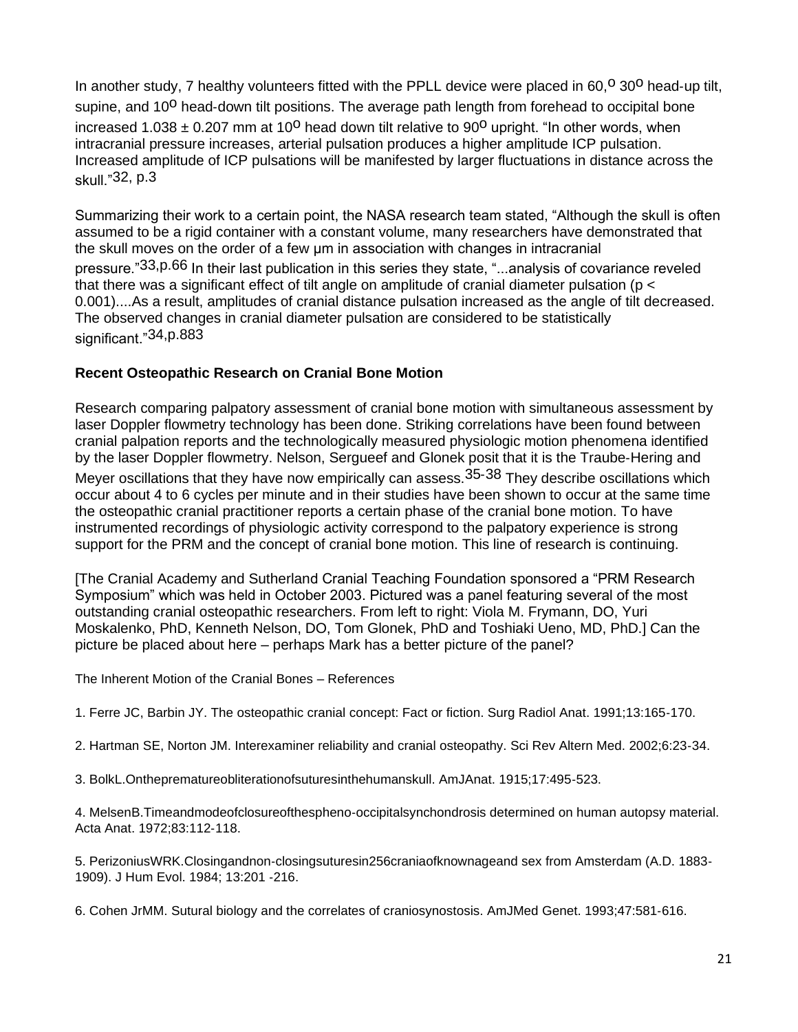In another study, 7 healthy volunteers fitted with the PPLL device were placed in 60,$^{o}$ 30$^{o}$ head-up tilt, supine, and 10$^{o}$ head-down tilt positions. The average path length from forehead to occipital bone increased 1.038 ± 0.207 mm at 10$^{o}$ head down tilt relative to 90$^{o}$ upright. "In other words, when intracranial pressure increases, arterial pulsation produces a higher amplitude ICP pulsation. Increased amplitude of ICP pulsations will be manifested by larger fluctuations in distance across the skull."[32, p.3]

Summarizing their work to a certain point, the NASA research team stated, "Although the skull is often assumed to be a rigid container with a constant volume, many researchers have demonstrated that the skull moves on the order of a few μm in association with changes in intracranial pressure."[33,p.66] In their last publication in this series they state, "...analysis of covariance reveled that there was a significant effect of tilt angle on amplitude of cranial diameter pulsation ($p < 0.001$)....As a result, amplitudes of cranial distance pulsation increased as the angle of tilt decreased. The observed changes in cranial diameter pulsation are considered to be statistically significant."[34,p.883]

**Recent Osteopathic Research on Cranial Bone Motion**

Research comparing palpatory assessment of cranial bone motion with simultaneous assessment by laser Doppler flowmetry technology has been done. Striking correlations have been found between cranial palpation reports and the technologically measured physiologic motion phenomena identified by the laser Doppler flowmetry. Nelson, Sergueef and Glonek posit that it is the Traube-Hering and Meyer oscillations that they have now empirically can assess.[35-38] They describe oscillations which occur about 4 to 6 cycles per minute and in their studies have been shown to occur at the same time the osteopathic cranial practitioner reports a certain phase of the cranial bone motion. To have instrumented recordings of physiologic activity correspond to the palpatory experience is strong support for the PRM and the concept of cranial bone motion. This line of research is continuing.

[The Cranial Academy and Sutherland Cranial Teaching Foundation sponsored a "PRM Research Symposium" which was held in October 2003. Pictured was a panel featuring several of the most outstanding cranial osteopathic researchers. From left to right: Viola M. Frymann, DO, Yuri Moskalenko, PhD, Kenneth Nelson, DO, Tom Glonek, PhD and Toshiaki Ueno, MD, PhD.] Can the picture be placed about here – perhaps Mark has a better picture of the panel?

The Inherent Motion of the Cranial Bones – References

1. Ferre JC, Barbin JY. The osteopathic cranial concept: Fact or fiction. Surg Radiol Anat. 1991;13:165-170.

2. Hartman SE, Norton JM. Interexaminer reliability and cranial osteopathy. Sci Rev Altern Med. 2002;6:23-34.

3. BolkL.Ontheprematureobliterationofsuturesinthehumanskull. AmJAnat. 1915;17:495-523.

4. MelsenB.Timeandmodeofclosureofthespheno-occipitalsynchondrosis determined on human autopsy material. Acta Anat. 1972;83:112-118.

5. PerizoniusWRK.Closingandnon-closingsuturesin256craniaofknownageand sex from Amsterdam (A.D. 1883-1909). J Hum Evol. 1984; 13:201 -216.

6. Cohen JrMM. Sutural biology and the correlates of craniosynostosis. AmJMed Genet. 1993;47:581-616.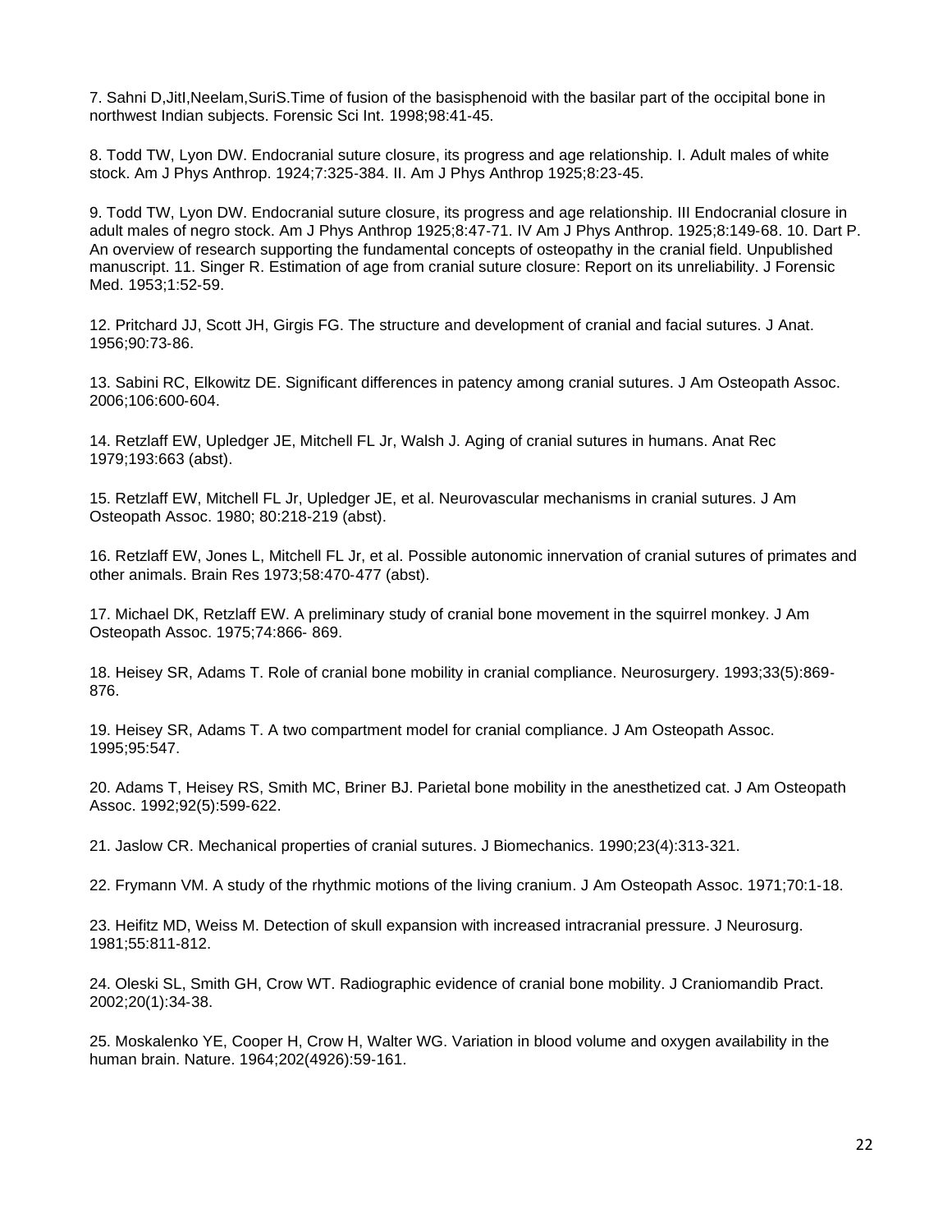7. Sahni D,JitI,Neelam,SuriS.Time of fusion of the basisphenoid with the basilar part of the occipital bone in northwest Indian subjects. Forensic Sci Int. 1998;98:41-45.

8. Todd TW, Lyon DW. Endocranial suture closure, its progress and age relationship. I. Adult males of white stock. Am J Phys Anthrop. 1924;7:325-384. II. Am J Phys Anthrop 1925;8:23-45.

9. Todd TW, Lyon DW. Endocranial suture closure, its progress and age relationship. III Endocranial closure in adult males of negro stock. Am J Phys Anthrop 1925;8:47-71. IV Am J Phys Anthrop. 1925;8:149-68. 10. Dart P. An overview of research supporting the fundamental concepts of osteopathy in the cranial field. Unpublished manuscript. 11. Singer R. Estimation of age from cranial suture closure: Report on its unreliability. J Forensic Med. 1953;1:52-59.

12. Pritchard JJ, Scott JH, Girgis FG. The structure and development of cranial and facial sutures. J Anat. 1956;90:73-86.

13. Sabini RC, Elkowitz DE. Significant differences in patency among cranial sutures. J Am Osteopath Assoc. 2006;106:600-604.

14. Retzlaff EW, Upledger JE, Mitchell FL Jr, Walsh J. Aging of cranial sutures in humans. Anat Rec 1979;193:663 (abst).

15. Retzlaff EW, Mitchell FL Jr, Upledger JE, et al. Neurovascular mechanisms in cranial sutures. J Am Osteopath Assoc. 1980; 80:218-219 (abst).

16. Retzlaff EW, Jones L, Mitchell FL Jr, et al. Possible autonomic innervation of cranial sutures of primates and other animals. Brain Res 1973;58:470-477 (abst).

17. Michael DK, Retzlaff EW. A preliminary study of cranial bone movement in the squirrel monkey. J Am Osteopath Assoc. 1975;74:866- 869.

18. Heisey SR, Adams T. Role of cranial bone mobility in cranial compliance. Neurosurgery. 1993;33(5):869-876.

19. Heisey SR, Adams T. A two compartment model for cranial compliance. J Am Osteopath Assoc. 1995;95:547.

20. Adams T, Heisey RS, Smith MC, Briner BJ. Parietal bone mobility in the anesthetized cat. J Am Osteopath Assoc. 1992;92(5):599-622.

21. Jaslow CR. Mechanical properties of cranial sutures. J Biomechanics. 1990;23(4):313-321.

22. Frymann VM. A study of the rhythmic motions of the living cranium. J Am Osteopath Assoc. 1971;70:1-18.

23. Heifitz MD, Weiss M. Detection of skull expansion with increased intracranial pressure. J Neurosurg. 1981;55:811-812.

24. Oleski SL, Smith GH, Crow WT. Radiographic evidence of cranial bone mobility. J Craniomandib Pract. 2002;20(1):34-38.

25. Moskalenko YE, Cooper H, Crow H, Walter WG. Variation in blood volume and oxygen availability in the human brain. Nature. 1964;202(4926):59-161.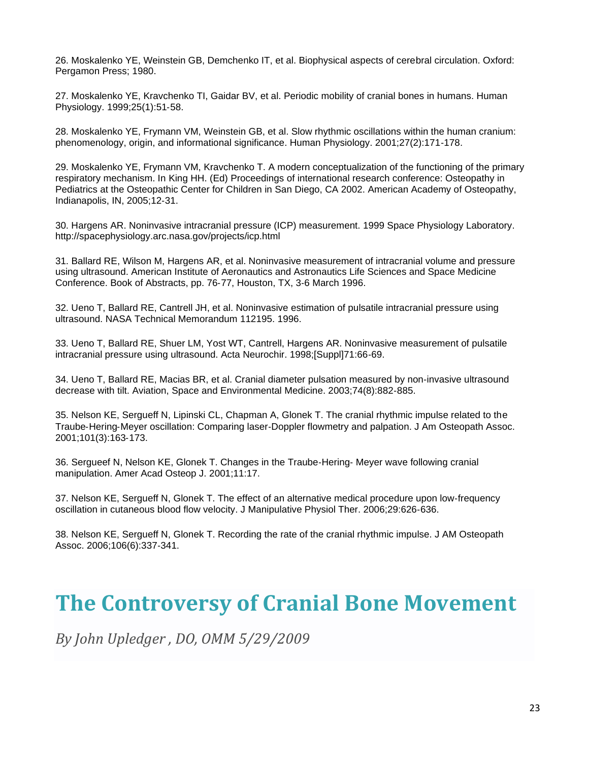26. Moskalenko YE, Weinstein GB, Demchenko IT, et al. Biophysical aspects of cerebral circulation. Oxford: Pergamon Press; 1980.

27. Moskalenko YE, Kravchenko TI, Gaidar BV, et al. Periodic mobility of cranial bones in humans. Human Physiology. 1999;25(1):51-58.

28. Moskalenko YE, Frymann VM, Weinstein GB, et al. Slow rhythmic oscillations within the human cranium: phenomenology, origin, and informational significance. Human Physiology. 2001;27(2):171-178.

29. Moskalenko YE, Frymann VM, Kravchenko T. A modern conceptualization of the functioning of the primary respiratory mechanism. In King HH. (Ed) Proceedings of international research conference: Osteopathy in Pediatrics at the Osteopathic Center for Children in San Diego, CA 2002. American Academy of Osteopathy, Indianapolis, IN, 2005;12-31.

30. Hargens AR. Noninvasive intracranial pressure (ICP) measurement. 1999 Space Physiology Laboratory. http://spacephysiology.arc.nasa.gov/projects/icp.html

31. Ballard RE, Wilson M, Hargens AR, et al. Noninvasive measurement of intracranial volume and pressure using ultrasound. American Institute of Aeronautics and Astronautics Life Sciences and Space Medicine Conference. Book of Abstracts, pp. 76-77, Houston, TX, 3-6 March 1996.

32. Ueno T, Ballard RE, Cantrell JH, et al. Noninvasive estimation of pulsatile intracranial pressure using ultrasound. NASA Technical Memorandum 112195. 1996.

33. Ueno T, Ballard RE, Shuer LM, Yost WT, Cantrell, Hargens AR. Noninvasive measurement of pulsatile intracranial pressure using ultrasound. Acta Neurochir. 1998;[Suppl]71:66-69.

34. Ueno T, Ballard RE, Macias BR, et al. Cranial diameter pulsation measured by non-invasive ultrasound decrease with tilt. Aviation, Space and Environmental Medicine. 2003;74(8):882-885.

35. Nelson KE, Sergueff N, Lipinski CL, Chapman A, Glonek T. The cranial rhythmic impulse related to the Traube-Hering-Meyer oscillation: Comparing laser-Doppler flowmetry and palpation. J Am Osteopath Assoc. 2001;101(3):163-173.

36. Sergueef N, Nelson KE, Glonek T. Changes in the Traube-Hering- Meyer wave following cranial manipulation. Amer Acad Osteop J. 2001;11:17.

37. Nelson KE, Sergueff N, Glonek T. The effect of an alternative medical procedure upon low-frequency oscillation in cutaneous blood flow velocity. J Manipulative Physiol Ther. 2006;29:626-636.

38. Nelson KE, Sergueff N, Glonek T. Recording the rate of the cranial rhythmic impulse. J AM Osteopath Assoc. 2006;106(6):337-341.

# The Controversy of Cranial Bone Movement

*By John Upledger , DO, OMM 5/29/2009*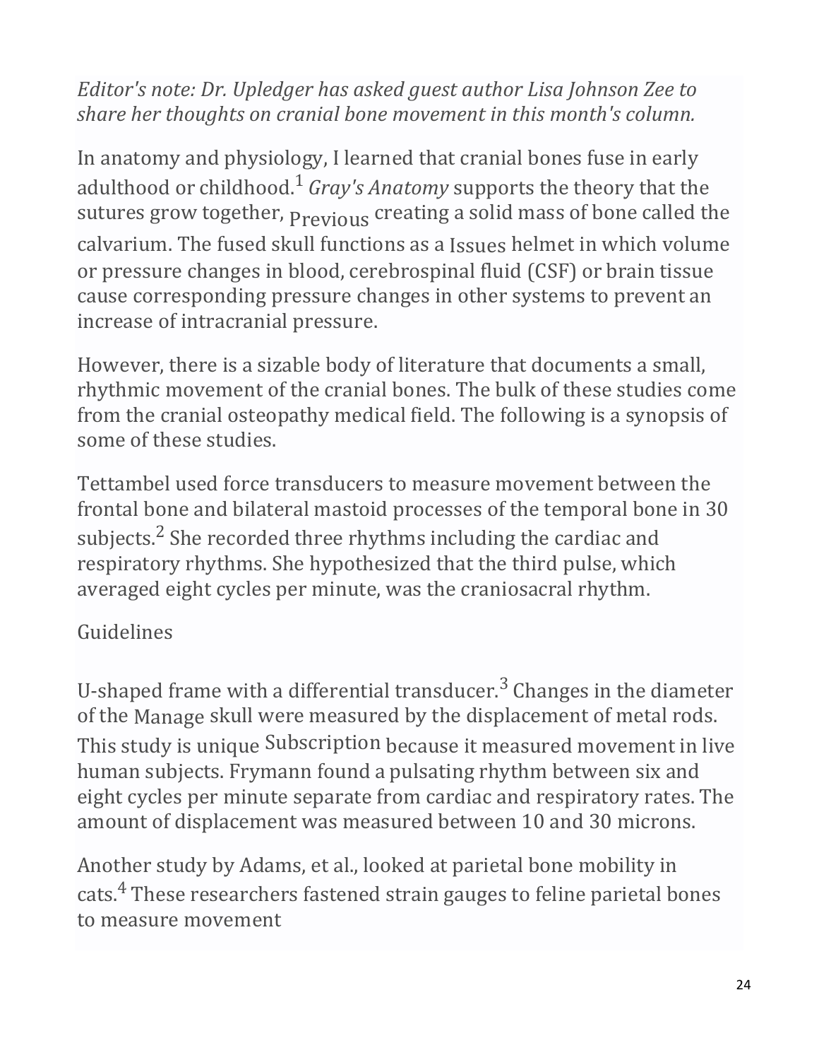*Editor's note: Dr. Upledger has asked guest author Lisa Johnson Zee to share her thoughts on cranial bone movement in this month's column.*

In anatomy and physiology, I learned that cranial bones fuse in early adulthood or childhood.[1] *Gray's Anatomy* supports the theory that the sutures grow together, Previous creating a solid mass of bone called the calvarium. The fused skull functions as a Issues helmet in which volume or pressure changes in blood, cerebrospinal fluid (CSF) or brain tissue cause corresponding pressure changes in other systems to prevent an increase of intracranial pressure.

However, there is a sizable body of literature that documents a small, rhythmic movement of the cranial bones. The bulk of these studies come from the cranial osteopathy medical field. The following is a synopsis of some of these studies.

Tettambel used force transducers to measure movement between the frontal bone and bilateral mastoid processes of the temporal bone in 30 subjects.[2] She recorded three rhythms including the cardiac and respiratory rhythms. She hypothesized that the third pulse, which averaged eight cycles per minute, was the craniosacral rhythm.

Guidelines

U-shaped frame with a differential transducer.[3] Changes in the diameter of the Manage skull were measured by the displacement of metal rods. This study is unique Subscription because it measured movement in live human subjects. Frymann found a pulsating rhythm between six and eight cycles per minute separate from cardiac and respiratory rates. The amount of displacement was measured between 10 and 30 microns.

Another study by Adams, et al., looked at parietal bone mobility in cats.[4] These researchers fastened strain gauges to feline parietal bones to measure movement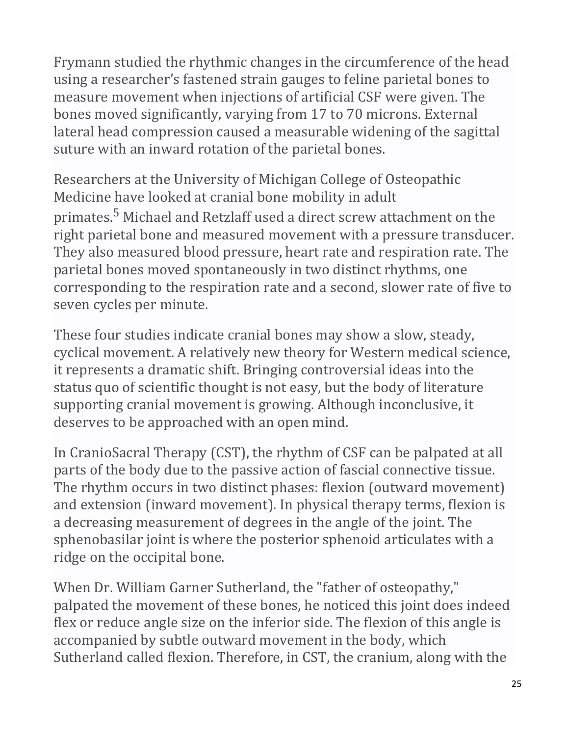Frymann studied the rhythmic changes in the circumference of the head using a researcher's fastened strain gauges to feline parietal bones to measure movement when injections of artificial CSF were given. The bones moved significantly, varying from 17 to 70 microns. External lateral head compression caused a measurable widening of the sagittal suture with an inward rotation of the parietal bones.

Researchers at the University of Michigan College of Osteopathic Medicine have looked at cranial bone mobility in adult primates.[5] Michael and Retzlaff used a direct screw attachment on the right parietal bone and measured movement with a pressure transducer. They also measured blood pressure, heart rate and respiration rate. The parietal bones moved spontaneously in two distinct rhythms, one corresponding to the respiration rate and a second, slower rate of five to seven cycles per minute.

These four studies indicate cranial bones may show a slow, steady, cyclical movement. A relatively new theory for Western medical science, it represents a dramatic shift. Bringing controversial ideas into the status quo of scientific thought is not easy, but the body of literature supporting cranial movement is growing. Although inconclusive, it deserves to be approached with an open mind.

In CranioSacral Therapy (CST), the rhythm of CSF can be palpated at all parts of the body due to the passive action of fascial connective tissue. The rhythm occurs in two distinct phases: flexion (outward movement) and extension (inward movement). In physical therapy terms, flexion is a decreasing measurement of degrees in the angle of the joint. The sphenobasilar joint is where the posterior sphenoid articulates with a ridge on the occipital bone.

When Dr. William Garner Sutherland, the "father of osteopathy," palpated the movement of these bones, he noticed this joint does indeed flex or reduce angle size on the inferior side. The flexion of this angle is accompanied by subtle outward movement in the body, which Sutherland called flexion. Therefore, in CST, the cranium, along with the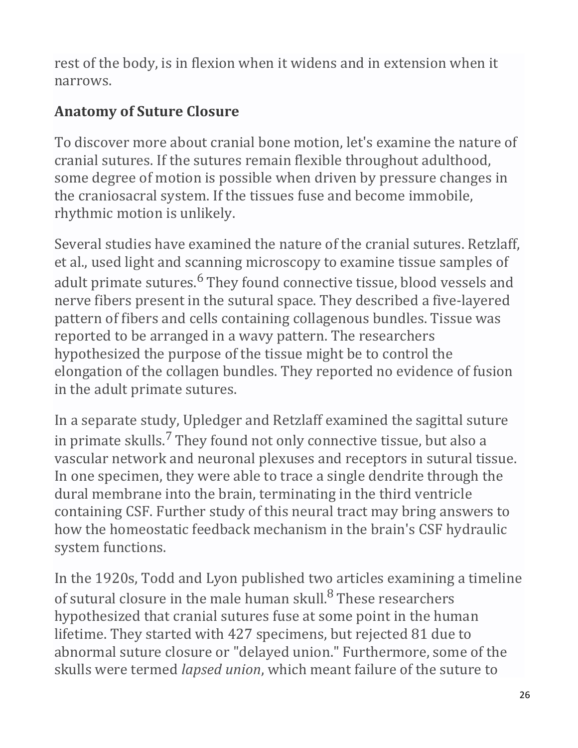rest of the body, is in flexion when it widens and in extension when it narrows.

## Anatomy of Suture Closure

To discover more about cranial bone motion, let's examine the nature of cranial sutures. If the sutures remain flexible throughout adulthood, some degree of motion is possible when driven by pressure changes in the craniosacral system. If the tissues fuse and become immobile, rhythmic motion is unlikely.

Several studies have examined the nature of the cranial sutures. Retzlaff, et al., used light and scanning microscopy to examine tissue samples of adult primate sutures.[6] They found connective tissue, blood vessels and nerve fibers present in the sutural space. They described a five-layered pattern of fibers and cells containing collagenous bundles. Tissue was reported to be arranged in a wavy pattern. The researchers hypothesized the purpose of the tissue might be to control the elongation of the collagen bundles. They reported no evidence of fusion in the adult primate sutures.

In a separate study, Upledger and Retzlaff examined the sagittal suture in primate skulls.[7] They found not only connective tissue, but also a vascular network and neuronal plexuses and receptors in sutural tissue. In one specimen, they were able to trace a single dendrite through the dural membrane into the brain, terminating in the third ventricle containing CSF. Further study of this neural tract may bring answers to how the homeostatic feedback mechanism in the brain's CSF hydraulic system functions.

In the 1920s, Todd and Lyon published two articles examining a timeline of sutural closure in the male human skull.[8] These researchers hypothesized that cranial sutures fuse at some point in the human lifetime. They started with 427 specimens, but rejected 81 due to abnormal suture closure or "delayed union." Furthermore, some of the skulls were termed *lapsed union*, which meant failure of the suture to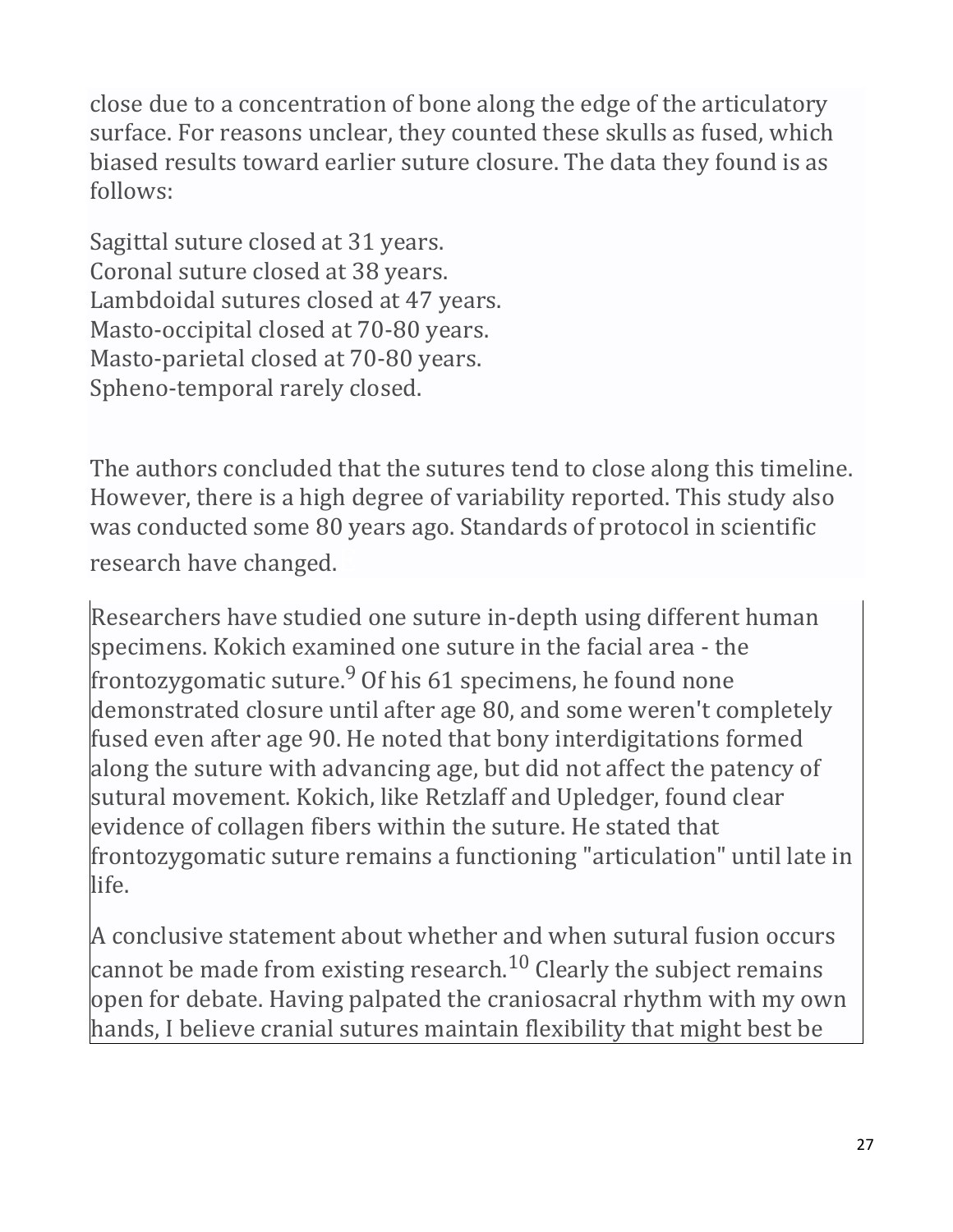close due to a concentration of bone along the edge of the articulatory surface. For reasons unclear, they counted these skulls as fused, which biased results toward earlier suture closure. The data they found is as follows:

Sagittal suture closed at 31 years.
Coronal suture closed at 38 years.
Lambdoidal sutures closed at 47 years.
Masto-occipital closed at 70-80 years.
Masto-parietal closed at 70-80 years.
Spheno-temporal rarely closed.

The authors concluded that the sutures tend to close along this timeline. However, there is a high degree of variability reported. This study also was conducted some 80 years ago. Standards of protocol in scientific research have changed.

Researchers have studied one suture in-depth using different human specimens. Kokich examined one suture in the facial area - the frontozygomatic suture.[9] Of his 61 specimens, he found none demonstrated closure until after age 80, and some weren't completely fused even after age 90. He noted that bony interdigitations formed along the suture with advancing age, but did not affect the patency of sutural movement. Kokich, like Retzlaff and Upledger, found clear evidence of collagen fibers within the suture. He stated that frontozygomatic suture remains a functioning "articulation" until late in life.

A conclusive statement about whether and when sutural fusion occurs cannot be made from existing research.[10] Clearly the subject remains open for debate. Having palpated the craniosacral rhythm with my own hands, I believe cranial sutures maintain flexibility that might best be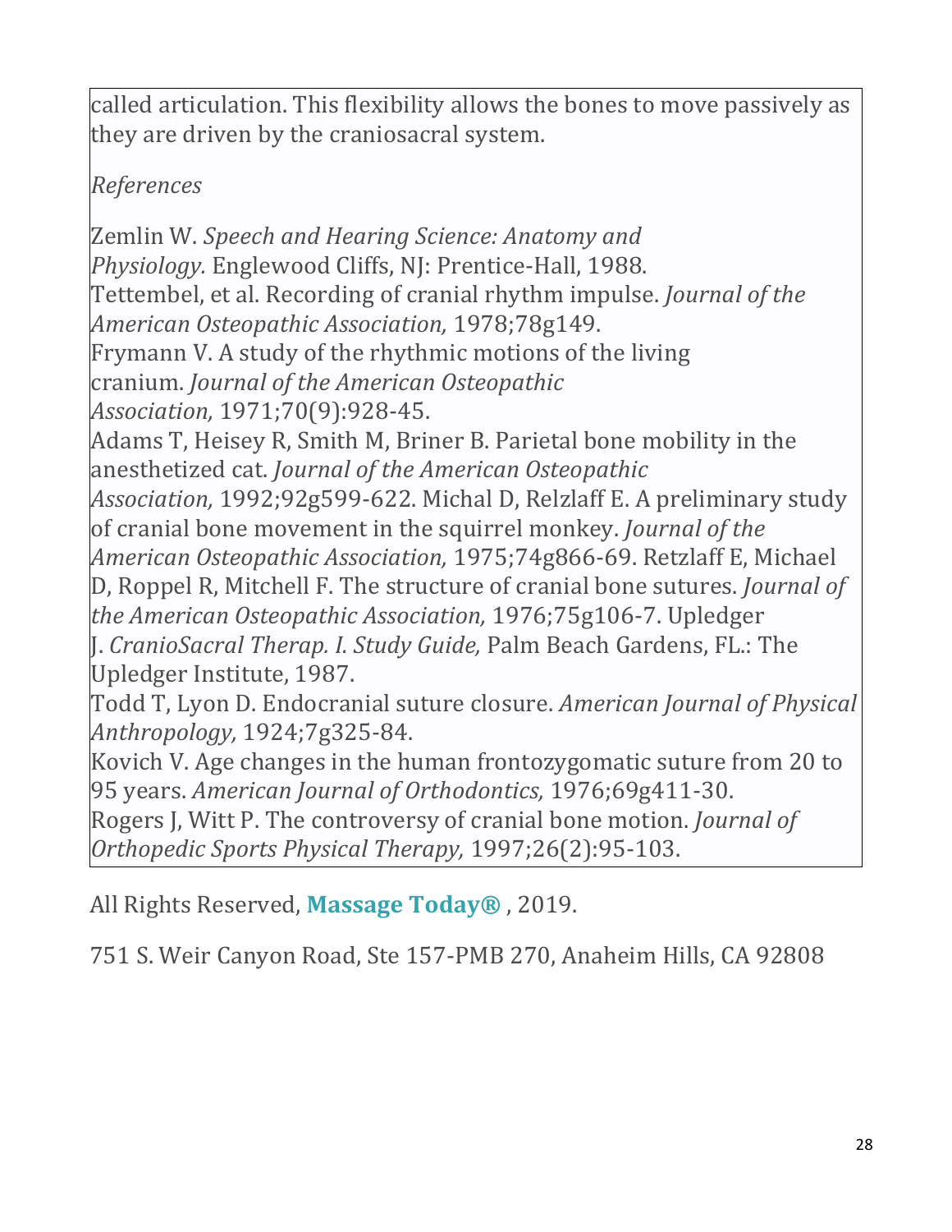called articulation. This flexibility allows the bones to move passively as they are driven by the craniosacral system.

*References*

Zemlin W. *Speech and Hearing Science: Anatomy and Physiology.* Englewood Cliffs, NJ: Prentice-Hall, 1988.
Tettembel, et al. Recording of cranial rhythm impulse. *Journal of the American Osteopathic Association,* 1978;78g149.
Frymann V. A study of the rhythmic motions of the living cranium. *Journal of the American Osteopathic Association,* 1971;70(9):928-45.
Adams T, Heisey R, Smith M, Briner B. Parietal bone mobility in the anesthetized cat. *Journal of the American Osteopathic Association,* 1992;92g599-622. Michal D, Relzlaff E. A preliminary study of cranial bone movement in the squirrel monkey. *Journal of the American Osteopathic Association,* 1975;74g866-69. Retzlaff E, Michael D, Roppel R, Mitchell F. The structure of cranial bone sutures. *Journal of the American Osteopathic Association,* 1976;75g106-7. Upledger J. *CranioSacral Therap. I. Study Guide,* Palm Beach Gardens, FL.: The Upledger Institute, 1987.
Todd T, Lyon D. Endocranial suture closure. *American Journal of Physical Anthropology,* 1924;7g325-84.
Kovich V. Age changes in the human frontozygomatic suture from 20 to 95 years. *American Journal of Orthodontics,* 1976;69g411-30.
Rogers J, Witt P. The controversy of cranial bone motion. *Journal of Orthopedic Sports Physical Therapy,* 1997;26(2):95-103.

All Rights Reserved, **Massage Today®** , 2019.

751 S. Weir Canyon Road, Ste 157-PMB 270, Anaheim Hills, CA 92808